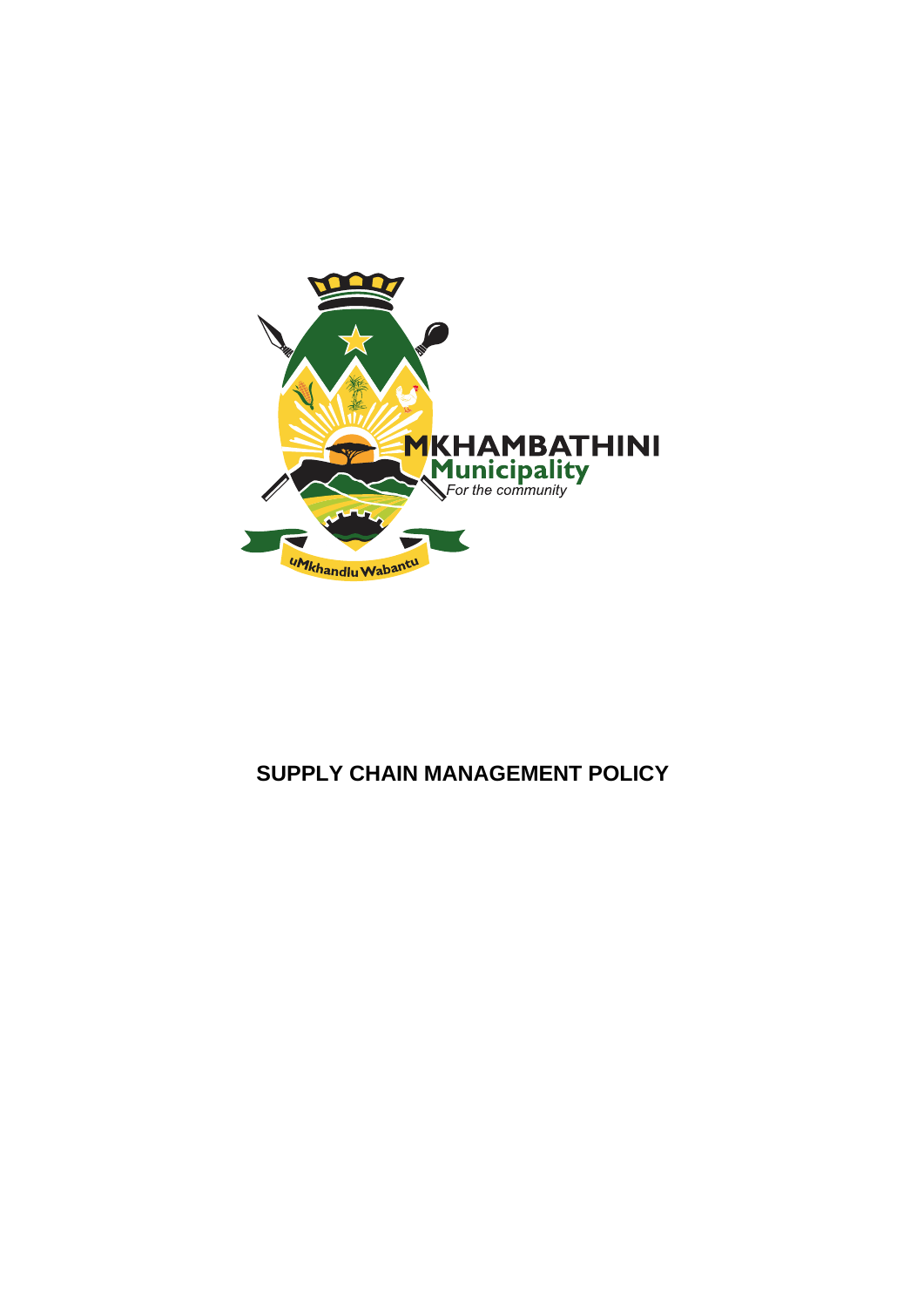MKHAMBATHINI
Municipality
*For the community*

uMkhandlu Wabantu

# SUPPLY CHAIN MANAGEMENT POLICY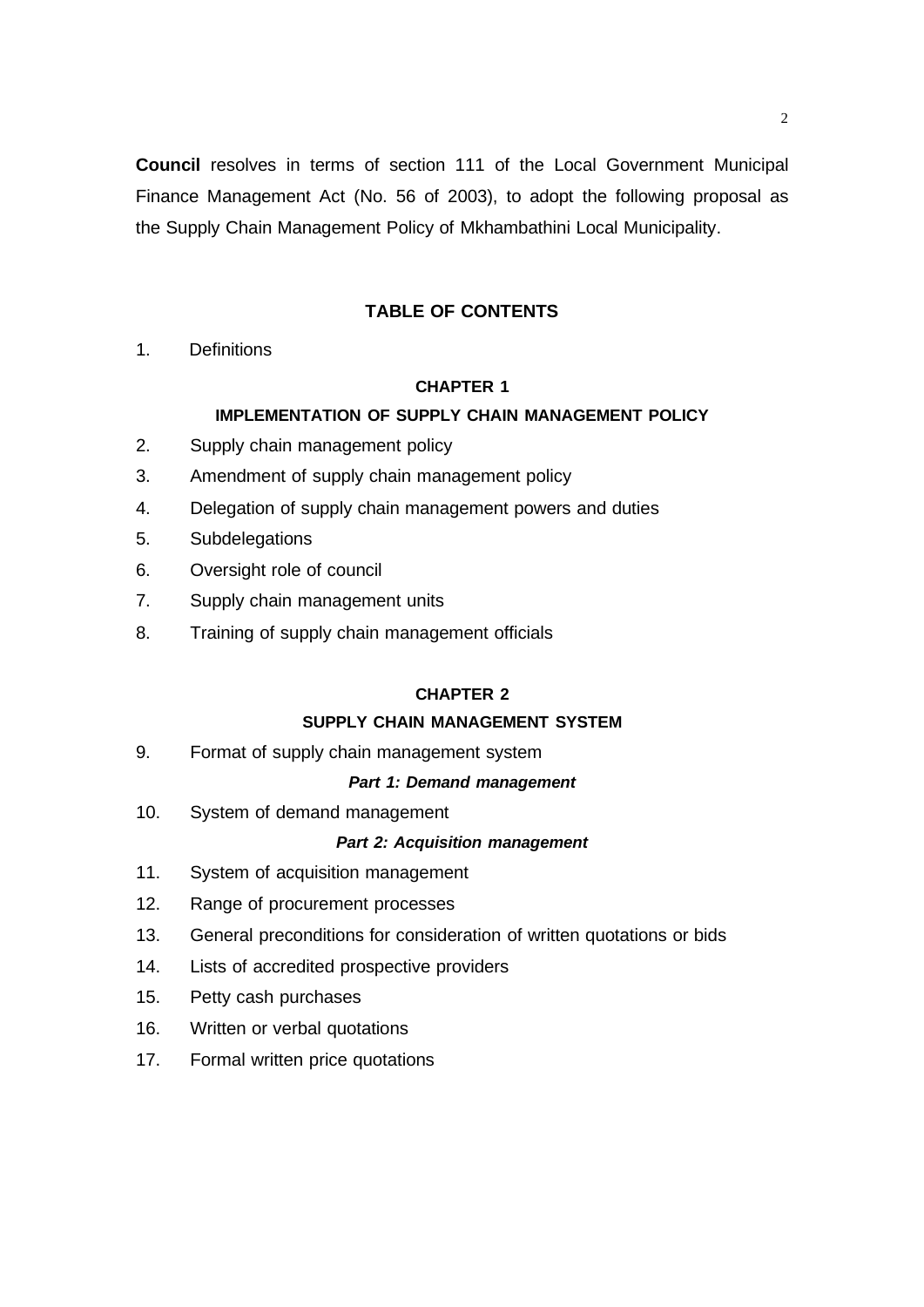**Council** resolves in terms of section 111 of the Local Government Municipal Finance Management Act (No. 56 of 2003), to adopt the following proposal as the Supply Chain Management Policy of Mkhambathini Local Municipality.

## TABLE OF CONTENTS

1. Definitions

### CHAPTER 1

### IMPLEMENTATION OF SUPPLY CHAIN MANAGEMENT POLICY

2. Supply chain management policy
3. Amendment of supply chain management policy
4. Delegation of supply chain management powers and duties
5. Subdelegations
6. Oversight role of council
7. Supply chain management units
8. Training of supply chain management officials

### CHAPTER 2

### SUPPLY CHAIN MANAGEMENT SYSTEM

9. Format of supply chain management system

***Part 1: Demand management***

10. System of demand management

***Part 2: Acquisition management***

11. System of acquisition management
12. Range of procurement processes
13. General preconditions for consideration of written quotations or bids
14. Lists of accredited prospective providers
15. Petty cash purchases
16. Written or verbal quotations
17. Formal written price quotations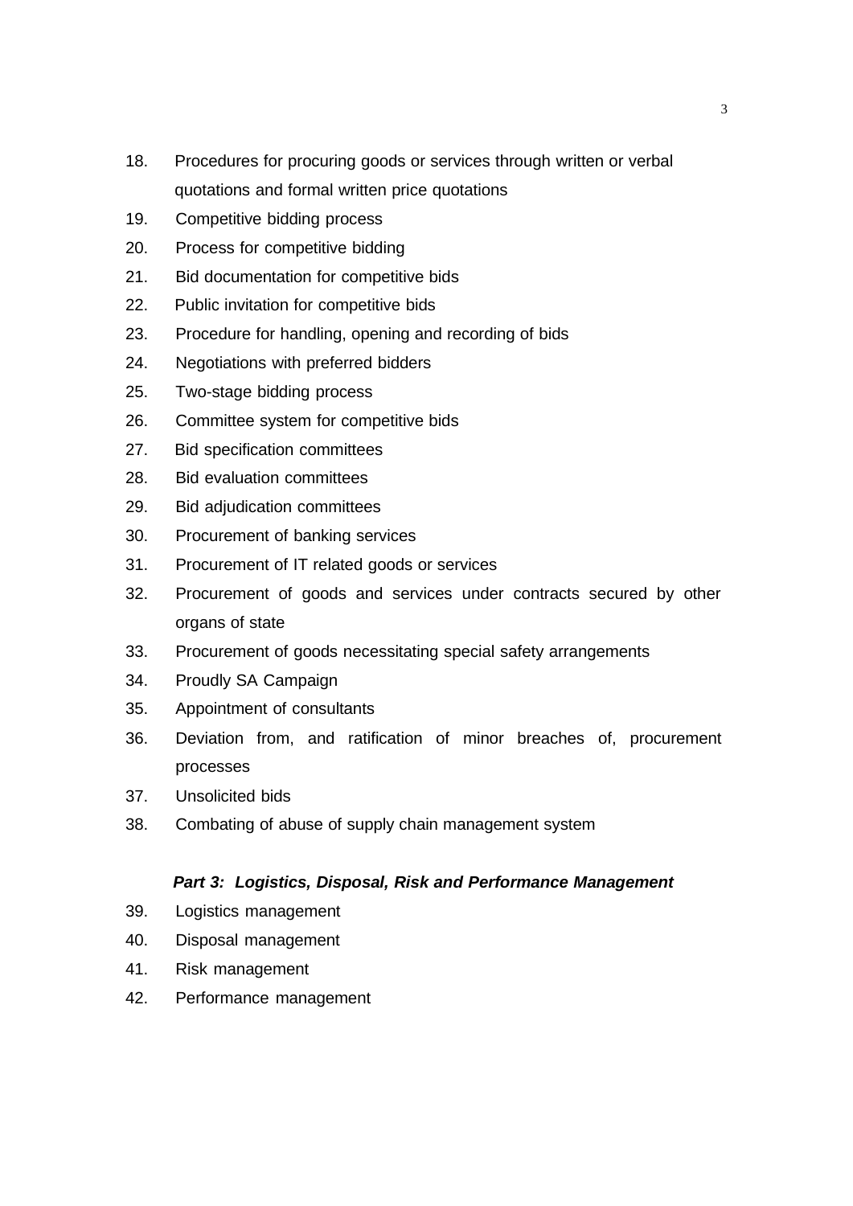18. Procedures for procuring goods or services through written or verbal quotations and formal written price quotations
19. Competitive bidding process
20. Process for competitive bidding
21. Bid documentation for competitive bids
22. Public invitation for competitive bids
23. Procedure for handling, opening and recording of bids
24. Negotiations with preferred bidders
25. Two-stage bidding process
26. Committee system for competitive bids
27. Bid specification committees
28. Bid evaluation committees
29. Bid adjudication committees
30. Procurement of banking services
31. Procurement of IT related goods or services
32. Procurement of goods and services under contracts secured by other organs of state
33. Procurement of goods necessitating special safety arrangements
34. Proudly SA Campaign
35. Appointment of consultants
36. Deviation from, and ratification of minor breaches of, procurement processes
37. Unsolicited bids
38. Combating of abuse of supply chain management system

***Part 3: Logistics, Disposal, Risk and Performance Management***

39. Logistics management
40. Disposal management
41. Risk management
42. Performance management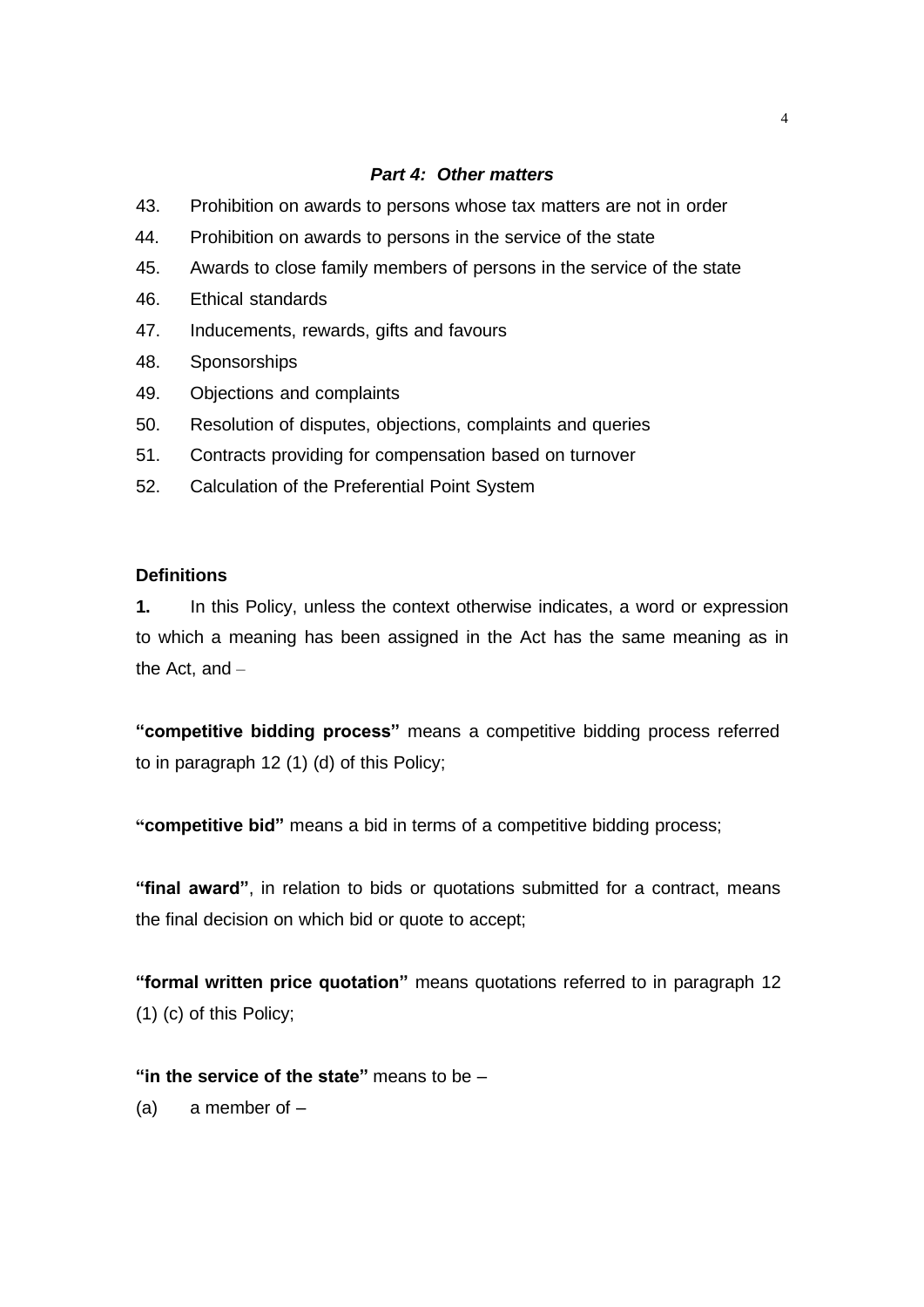***Part 4: Other matters***

43. Prohibition on awards to persons whose tax matters are not in order
44. Prohibition on awards to persons in the service of the state
45. Awards to close family members of persons in the service of the state
46. Ethical standards
47. Inducements, rewards, gifts and favours
48. Sponsorships
49. Objections and complaints
50. Resolution of disputes, objections, complaints and queries
51. Contracts providing for compensation based on turnover
52. Calculation of the Preferential Point System

**Definitions**

**1.** In this Policy, unless the context otherwise indicates, a word or expression to which a meaning has been assigned in the Act has the same meaning as in the Act, and –

**"competitive bidding process"** means a competitive bidding process referred to in paragraph 12 (1) (d) of this Policy;

**"competitive bid"** means a bid in terms of a competitive bidding process;

**"final award"**, in relation to bids or quotations submitted for a contract, means the final decision on which bid or quote to accept;

**"formal written price quotation"** means quotations referred to in paragraph 12 (1) (c) of this Policy;

**"in the service of the state"** means to be –

(a) a member of –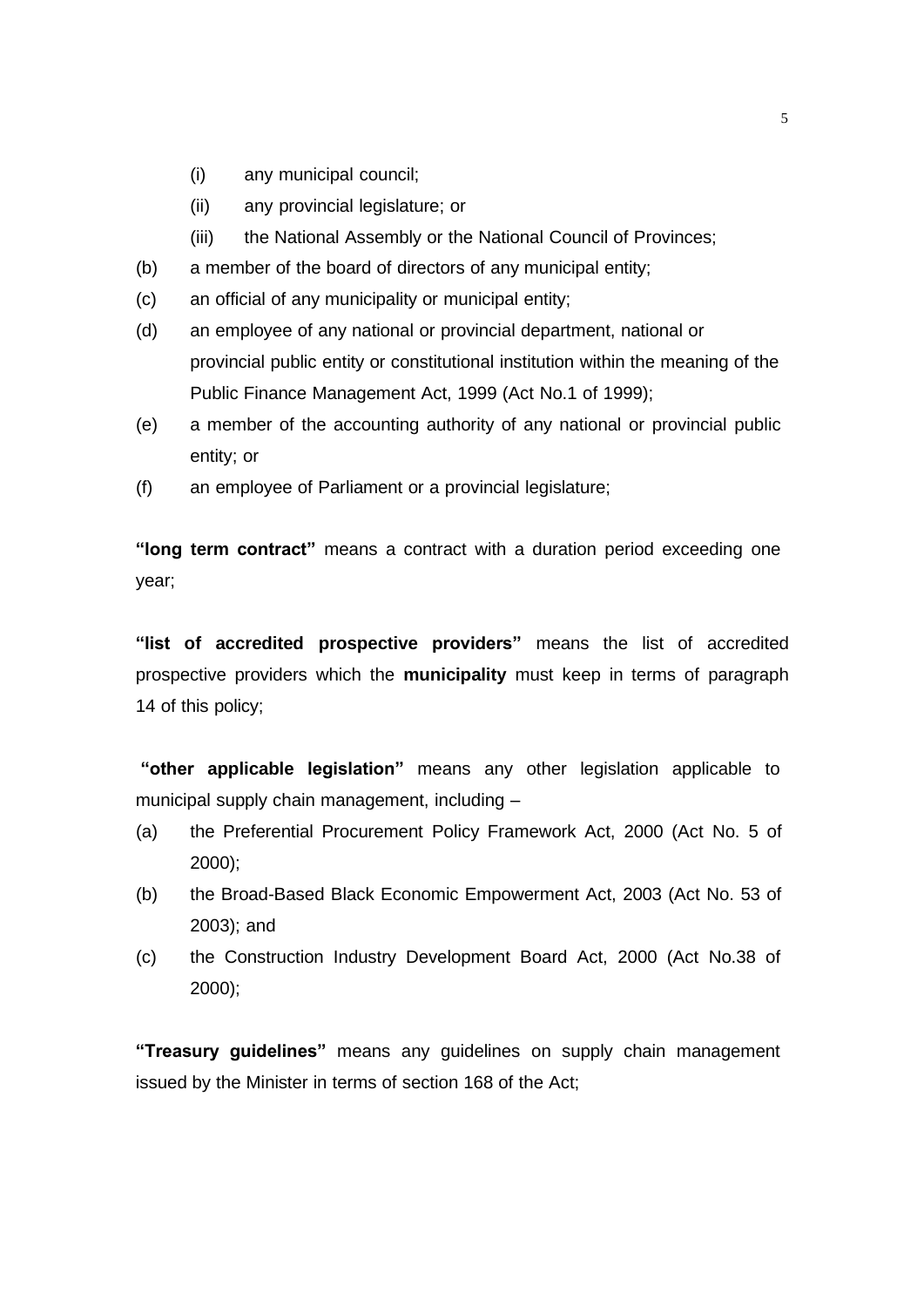(i) any municipal council;

(ii) any provincial legislature; or

(iii) the National Assembly or the National Council of Provinces;

(b) a member of the board of directors of any municipal entity;

(c) an official of any municipality or municipal entity;

(d) an employee of any national or provincial department, national or provincial public entity or constitutional institution within the meaning of the Public Finance Management Act, 1999 (Act No.1 of 1999);

(e) a member of the accounting authority of any national or provincial public entity; or

(f) an employee of Parliament or a provincial legislature;

**"long term contract"** means a contract with a duration period exceeding one year;

**"list of accredited prospective providers"** means the list of accredited prospective providers which the **municipality** must keep in terms of paragraph 14 of this policy;

**"other applicable legislation"** means any other legislation applicable to municipal supply chain management, including –

(a) the Preferential Procurement Policy Framework Act, 2000 (Act No. 5 of 2000);

(b) the Broad-Based Black Economic Empowerment Act, 2003 (Act No. 53 of 2003); and

(c) the Construction Industry Development Board Act, 2000 (Act No.38 of 2000);

**"Treasury guidelines"** means any guidelines on supply chain management issued by the Minister in terms of section 168 of the Act;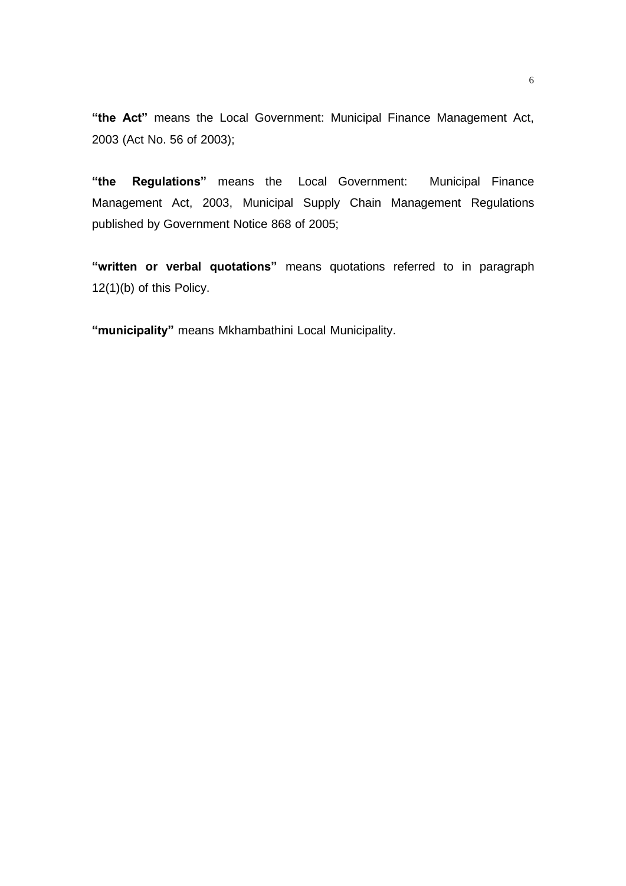**“the Act”** means the Local Government: Municipal Finance Management Act, 2003 (Act No. 56 of 2003);

**“the Regulations”** means the Local Government: Municipal Finance Management Act, 2003, Municipal Supply Chain Management Regulations published by Government Notice 868 of 2005;

**“written or verbal quotations”** means quotations referred to in paragraph 12(1)(b) of this Policy.

**“municipality”** means Mkhambathini Local Municipality.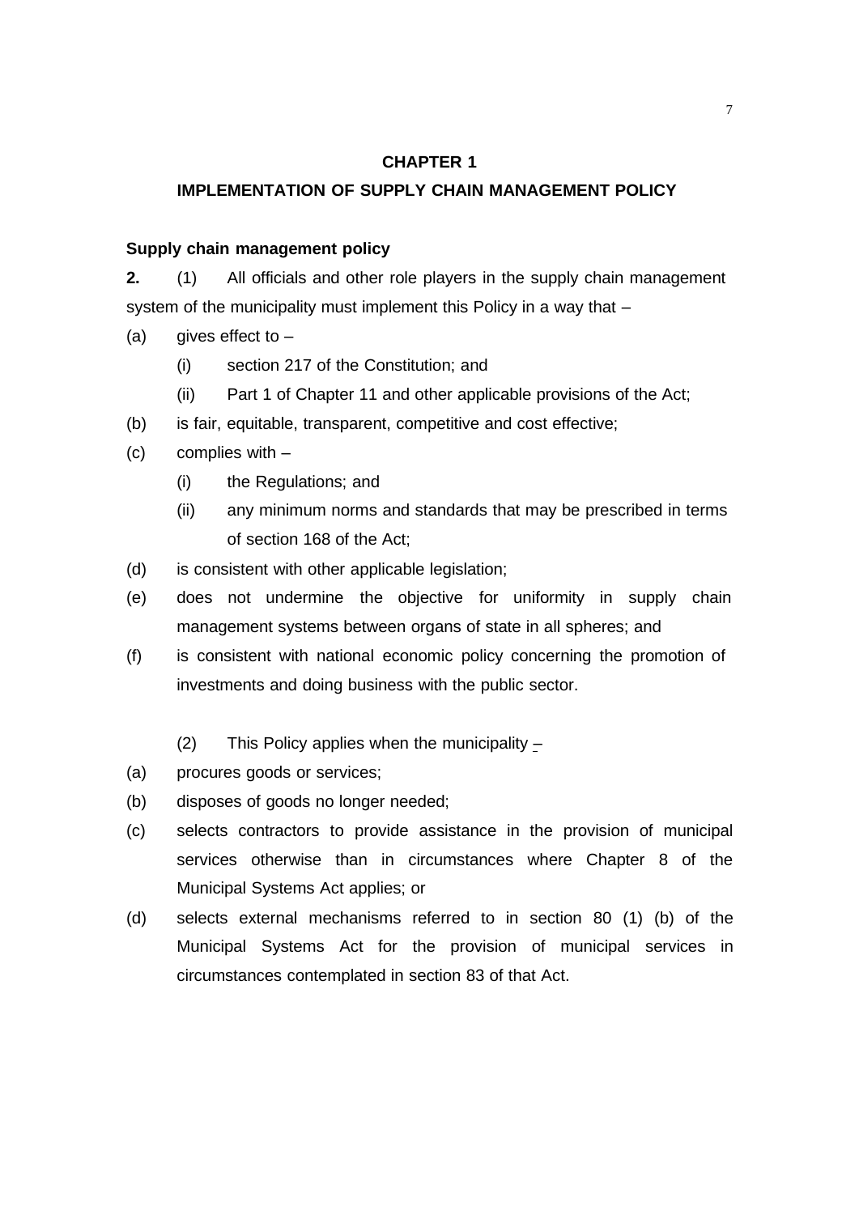## CHAPTER 1

## IMPLEMENTATION OF SUPPLY CHAIN MANAGEMENT POLICY

### Supply chain management policy

**2.** (1) All officials and other role players in the supply chain management system of the municipality must implement this Policy in a way that –

(a) gives effect to –
 (i) section 217 of the Constitution; and
 (ii) Part 1 of Chapter 11 and other applicable provisions of the Act;

(b) is fair, equitable, transparent, competitive and cost effective;

(c) complies with –
 (i) the Regulations; and
 (ii) any minimum norms and standards that may be prescribed in terms of section 168 of the Act;

(d) is consistent with other applicable legislation;

(e) does not undermine the objective for uniformity in supply chain management systems between organs of state in all spheres; and

(f) is consistent with national economic policy concerning the promotion of investments and doing business with the public sector.

(2) This Policy applies when the municipality –

(a) procures goods or services;

(b) disposes of goods no longer needed;

(c) selects contractors to provide assistance in the provision of municipal services otherwise than in circumstances where Chapter 8 of the Municipal Systems Act applies; or

(d) selects external mechanisms referred to in section 80 (1) (b) of the Municipal Systems Act for the provision of municipal services in circumstances contemplated in section 83 of that Act.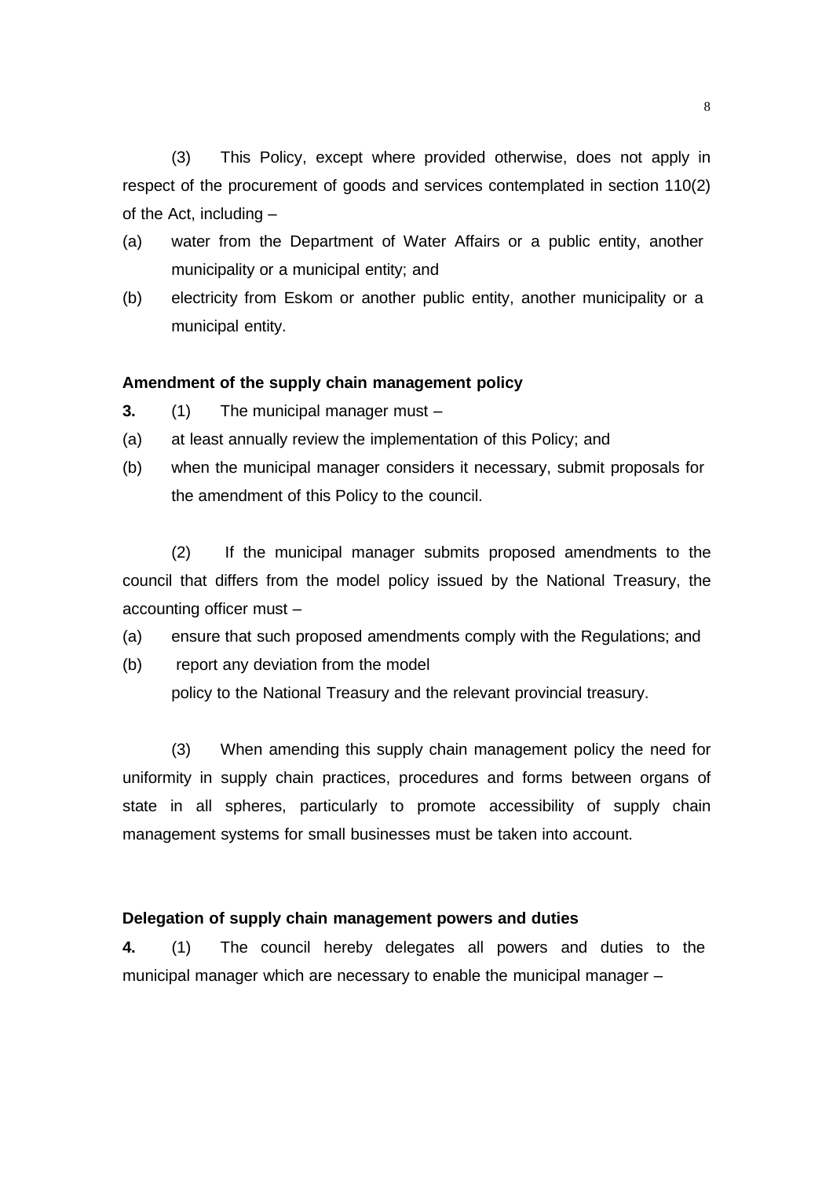(3) This Policy, except where provided otherwise, does not apply in respect of the procurement of goods and services contemplated in section 110(2) of the Act, including –

(a) water from the Department of Water Affairs or a public entity, another municipality or a municipal entity; and

(b) electricity from Eskom or another public entity, another municipality or a municipal entity.

**Amendment of the supply chain management policy**

**3.** (1) The municipal manager must –

(a) at least annually review the implementation of this Policy; and

(b) when the municipal manager considers it necessary, submit proposals for the amendment of this Policy to the council.

(2) If the municipal manager submits proposed amendments to the council that differs from the model policy issued by the National Treasury, the accounting officer must –

(a) ensure that such proposed amendments comply with the Regulations; and

(b) report any deviation from the model policy to the National Treasury and the relevant provincial treasury.

(3) When amending this supply chain management policy the need for uniformity in supply chain practices, procedures and forms between organs of state in all spheres, particularly to promote accessibility of supply chain management systems for small businesses must be taken into account.

**Delegation of supply chain management powers and duties**

**4.** (1) The council hereby delegates all powers and duties to the municipal manager which are necessary to enable the municipal manager –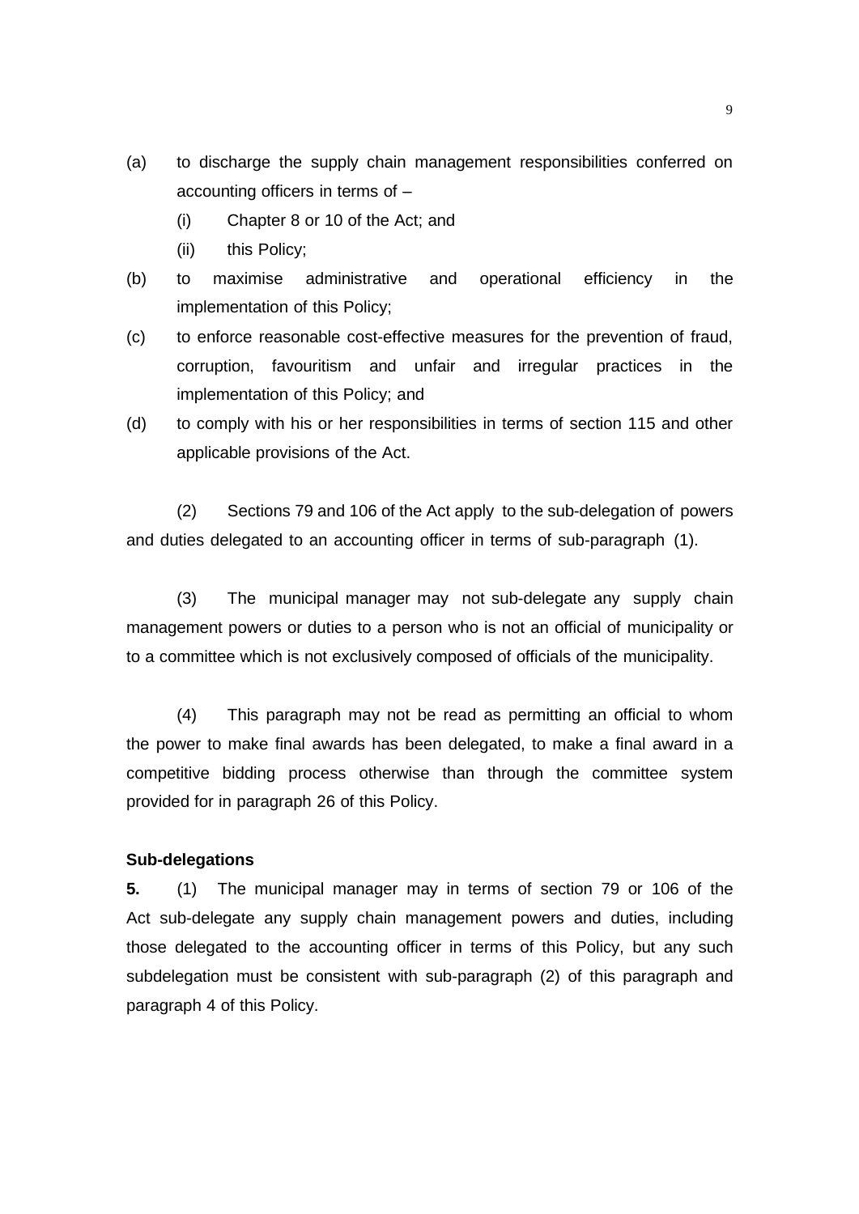(a) to discharge the supply chain management responsibilities conferred on accounting officers in terms of –

    (i) Chapter 8 or 10 of the Act; and

    (ii) this Policy;

(b) to maximise administrative and operational efficiency in the implementation of this Policy;

(c) to enforce reasonable cost-effective measures for the prevention of fraud, corruption, favouritism and unfair and irregular practices in the implementation of this Policy; and

(d) to comply with his or her responsibilities in terms of section 115 and other applicable provisions of the Act.

(2) Sections 79 and 106 of the Act apply to the sub-delegation of powers and duties delegated to an accounting officer in terms of sub-paragraph (1).

(3) The municipal manager may not sub-delegate any supply chain management powers or duties to a person who is not an official of municipality or to a committee which is not exclusively composed of officials of the municipality.

(4) This paragraph may not be read as permitting an official to whom the power to make final awards has been delegated, to make a final award in a competitive bidding process otherwise than through the committee system provided for in paragraph 26 of this Policy.

**Sub-delegations**

**5.** (1) The municipal manager may in terms of section 79 or 106 of the Act sub-delegate any supply chain management powers and duties, including those delegated to the accounting officer in terms of this Policy, but any such subdelegation must be consistent with sub-paragraph (2) of this paragraph and paragraph 4 of this Policy.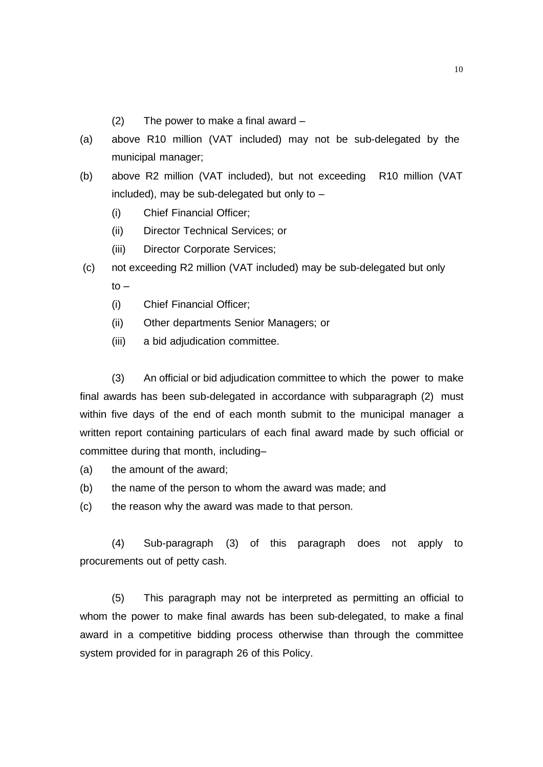(2) The power to make a final award –

(a) above R10 million (VAT included) may not be sub-delegated by the municipal manager;

(b) above R2 million (VAT included), but not exceeding R10 million (VAT included), may be sub-delegated but only to –

  (i) Chief Financial Officer;

  (ii) Director Technical Services; or

  (iii) Director Corporate Services;

(c) not exceeding R2 million (VAT included) may be sub-delegated but only to –

  (i) Chief Financial Officer;

  (ii) Other departments Senior Managers; or

  (iii) a bid adjudication committee.

(3) An official or bid adjudication committee to which the power to make final awards has been sub-delegated in accordance with subparagraph (2) must within five days of the end of each month submit to the municipal manager a written report containing particulars of each final award made by such official or committee during that month, including–

(a) the amount of the award;

(b) the name of the person to whom the award was made; and

(c) the reason why the award was made to that person.

(4) Sub-paragraph (3) of this paragraph does not apply to procurements out of petty cash.

(5) This paragraph may not be interpreted as permitting an official to whom the power to make final awards has been sub-delegated, to make a final award in a competitive bidding process otherwise than through the committee system provided for in paragraph 26 of this Policy.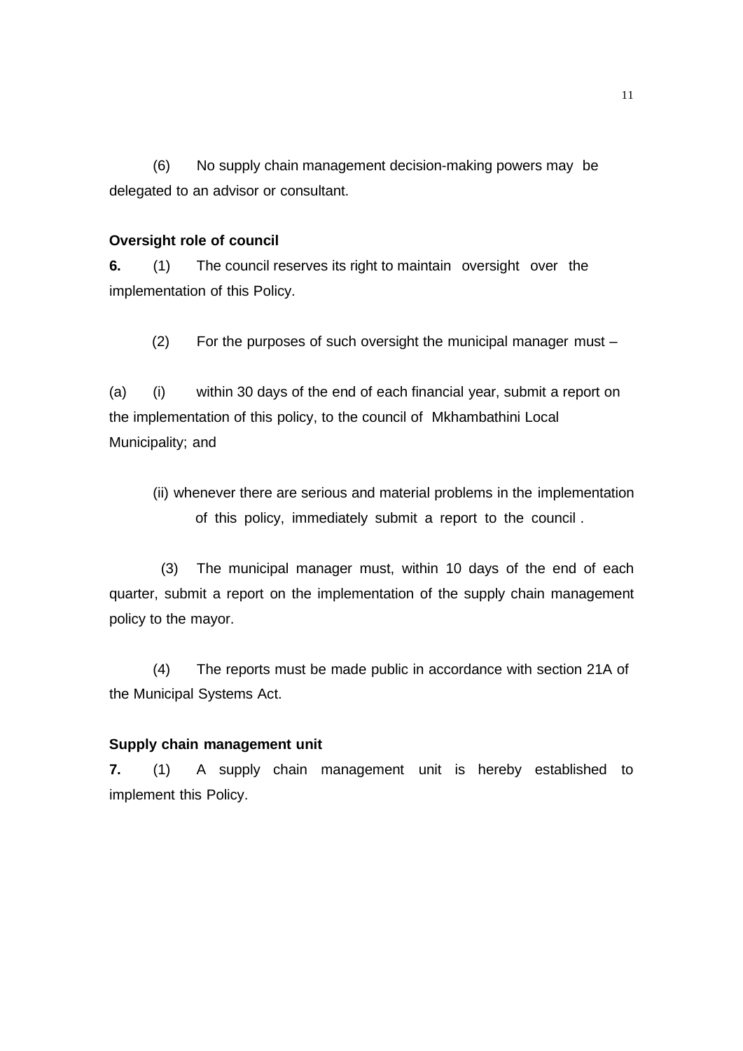(6) No supply chain management decision-making powers may be delegated to an advisor or consultant.

**Oversight role of council**

**6.** (1) The council reserves its right to maintain oversight over the implementation of this Policy.

(2) For the purposes of such oversight the municipal manager must –

(a) (i) within 30 days of the end of each financial year, submit a report on the implementation of this policy, to the council of Mkhambathini Local Municipality; and

(ii) whenever there are serious and material problems in the implementation of this policy, immediately submit a report to the council .

(3) The municipal manager must, within 10 days of the end of each quarter, submit a report on the implementation of the supply chain management policy to the mayor.

(4) The reports must be made public in accordance with section 21A of the Municipal Systems Act.

**Supply chain management unit**

**7.** (1) A supply chain management unit is hereby established to implement this Policy.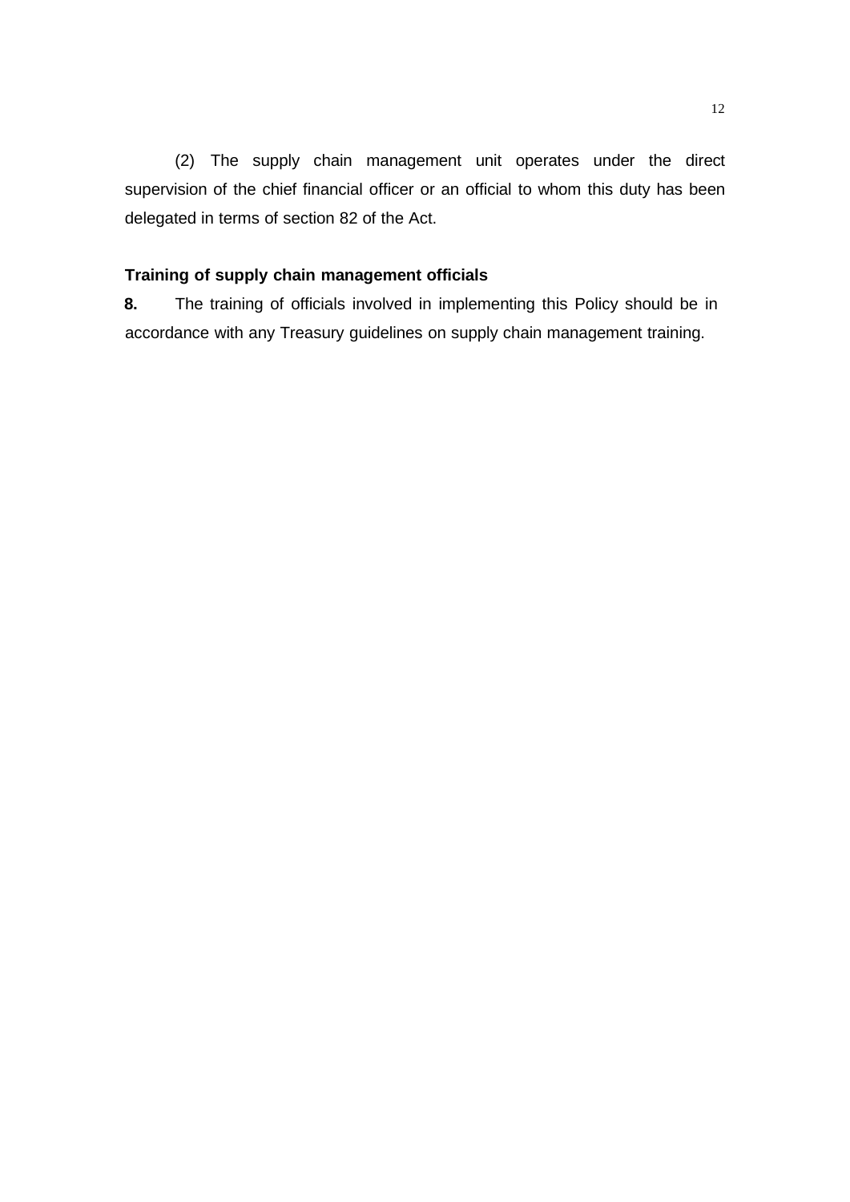(2) The supply chain management unit operates under the direct supervision of the chief financial officer or an official to whom this duty has been delegated in terms of section 82 of the Act.

**Training of supply chain management officials**

**8.** The training of officials involved in implementing this Policy should be in accordance with any Treasury guidelines on supply chain management training.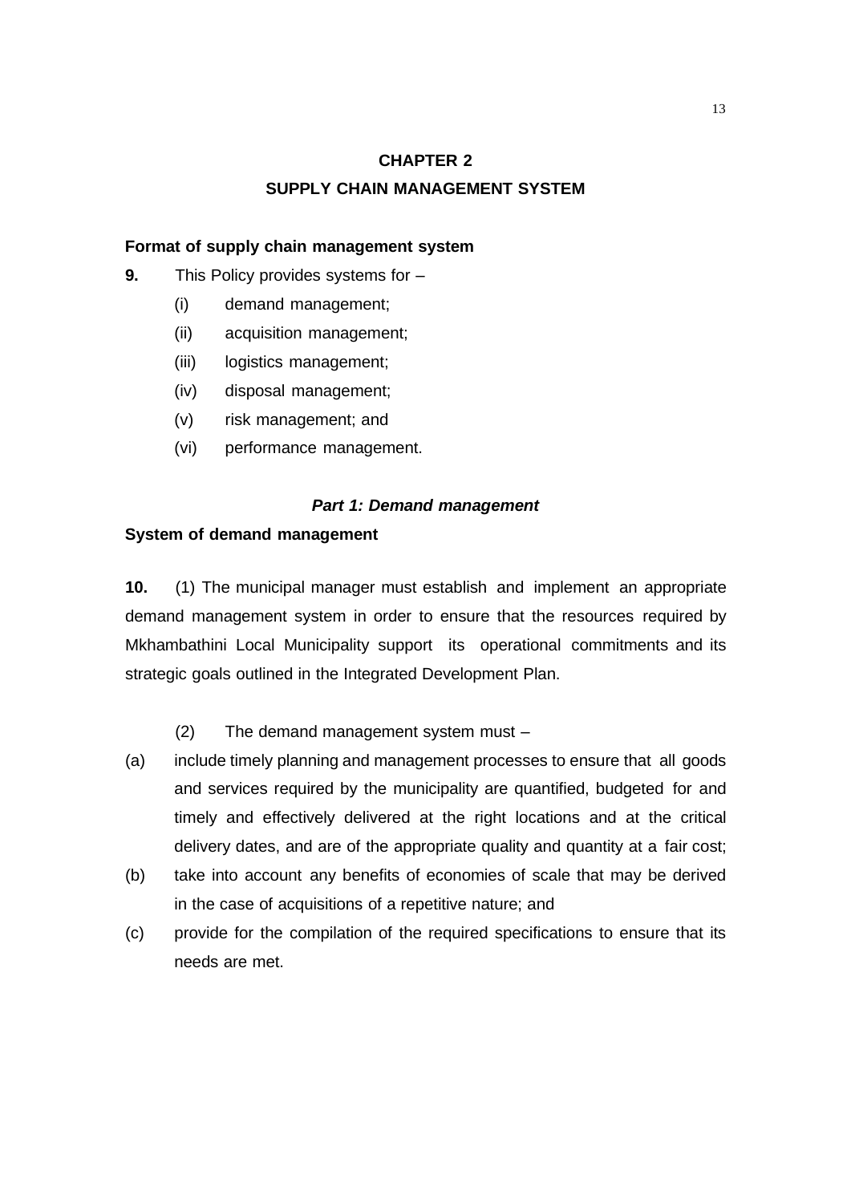# CHAPTER 2
# SUPPLY CHAIN MANAGEMENT SYSTEM

**Format of supply chain management system**

**9.** This Policy provides systems for –

(i) demand management;

(ii) acquisition management;

(iii) logistics management;

(iv) disposal management;

(v) risk management; and

(vi) performance management.

***Part 1: Demand management***

**System of demand management**

**10.** (1) The municipal manager must establish and implement an appropriate demand management system in order to ensure that the resources required by Mkhambathini Local Municipality support its operational commitments and its strategic goals outlined in the Integrated Development Plan.

(2) The demand management system must –

(a) include timely planning and management processes to ensure that all goods and services required by the municipality are quantified, budgeted for and timely and effectively delivered at the right locations and at the critical delivery dates, and are of the appropriate quality and quantity at a fair cost;

(b) take into account any benefits of economies of scale that may be derived in the case of acquisitions of a repetitive nature; and

(c) provide for the compilation of the required specifications to ensure that its needs are met.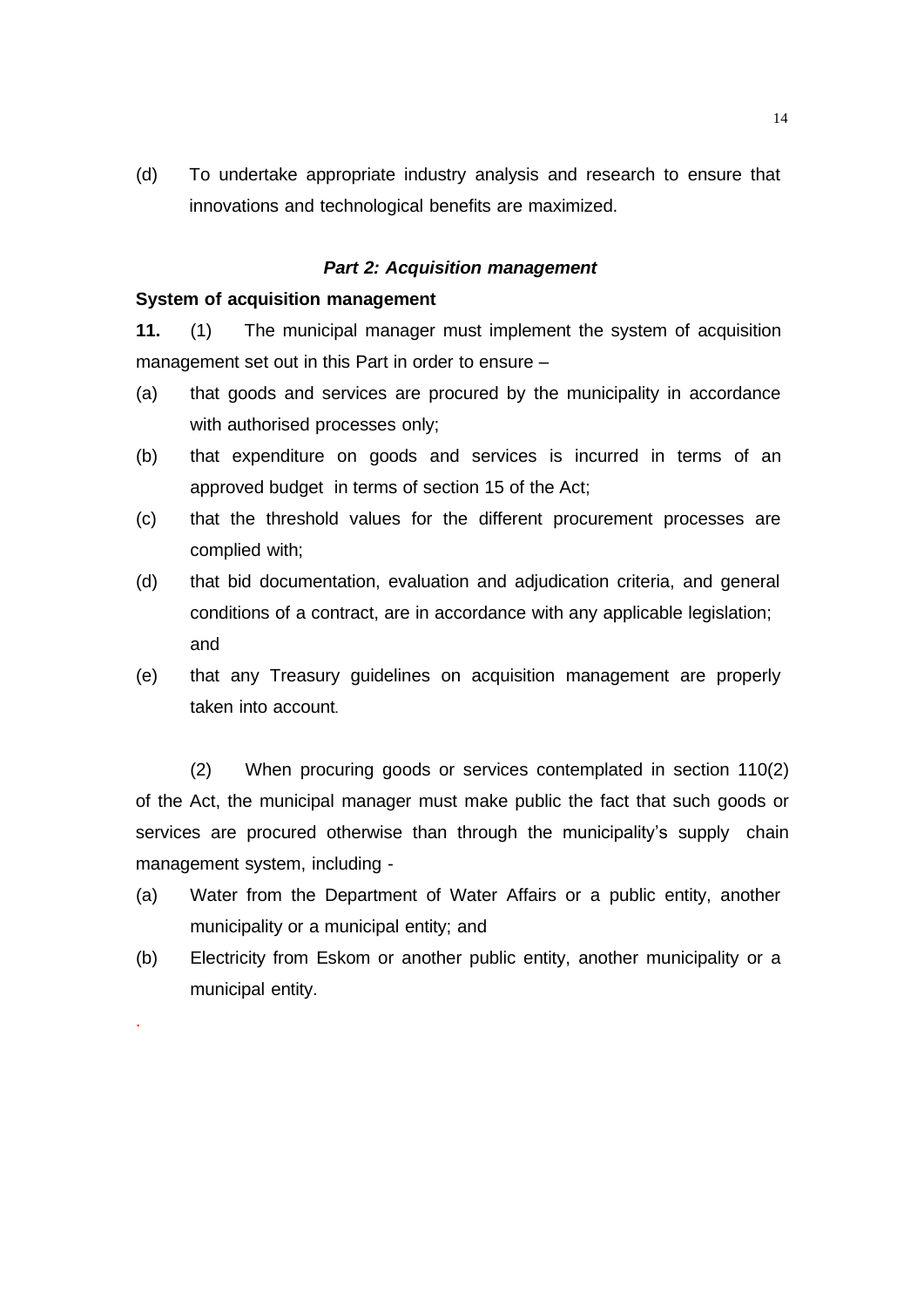(d) To undertake appropriate industry analysis and research to ensure that innovations and technological benefits are maximized.

### *Part 2: Acquisition management*

**System of acquisition management**

**11.** (1) The municipal manager must implement the system of acquisition management set out in this Part in order to ensure –

(a) that goods and services are procured by the municipality in accordance with authorised processes only;

(b) that expenditure on goods and services is incurred in terms of an approved budget in terms of section 15 of the Act;

(c) that the threshold values for the different procurement processes are complied with;

(d) that bid documentation, evaluation and adjudication criteria, and general conditions of a contract, are in accordance with any applicable legislation; and

(e) that any Treasury guidelines on acquisition management are properly taken into account.

(2) When procuring goods or services contemplated in section 110(2) of the Act, the municipal manager must make public the fact that such goods or services are procured otherwise than through the municipality's supply chain management system, including -

(a) Water from the Department of Water Affairs or a public entity, another municipality or a municipal entity; and

(b) Electricity from Eskom or another public entity, another municipality or a municipal entity.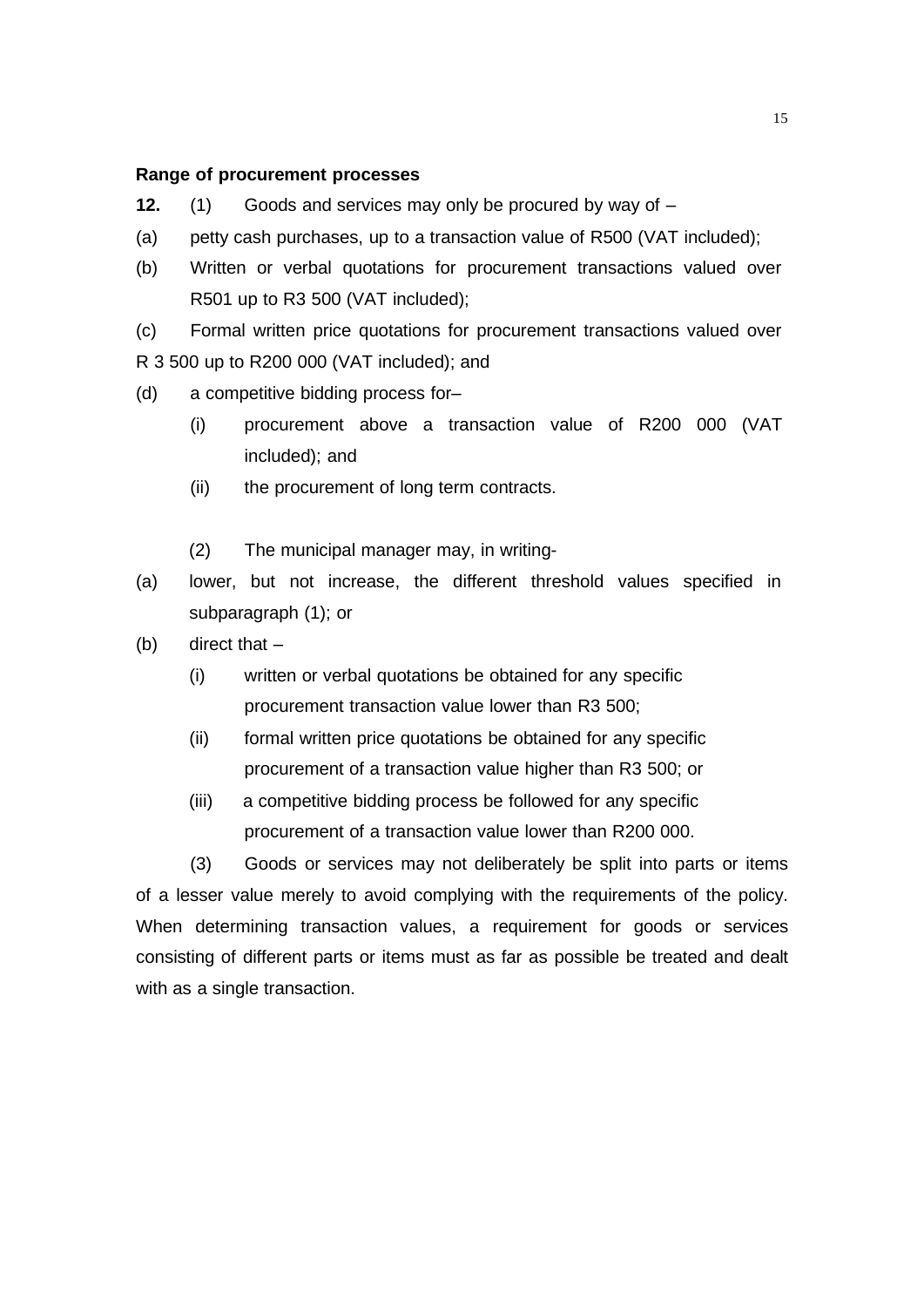**Range of procurement processes**

**12.** (1) Goods and services may only be procured by way of –

(a) petty cash purchases, up to a transaction value of R500 (VAT included);

(b) Written or verbal quotations for procurement transactions valued over R501 up to R3 500 (VAT included);

(c) Formal written price quotations for procurement transactions valued over R 3 500 up to R200 000 (VAT included); and

(d) a competitive bidding process for–

(i) procurement above a transaction value of R200 000 (VAT included); and

(ii) the procurement of long term contracts.

(2) The municipal manager may, in writing-

(a) lower, but not increase, the different threshold values specified in subparagraph (1); or

(b) direct that –

(i) written or verbal quotations be obtained for any specific procurement transaction value lower than R3 500;

(ii) formal written price quotations be obtained for any specific procurement of a transaction value higher than R3 500; or

(iii) a competitive bidding process be followed for any specific procurement of a transaction value lower than R200 000.

(3) Goods or services may not deliberately be split into parts or items of a lesser value merely to avoid complying with the requirements of the policy. When determining transaction values, a requirement for goods or services consisting of different parts or items must as far as possible be treated and dealt with as a single transaction.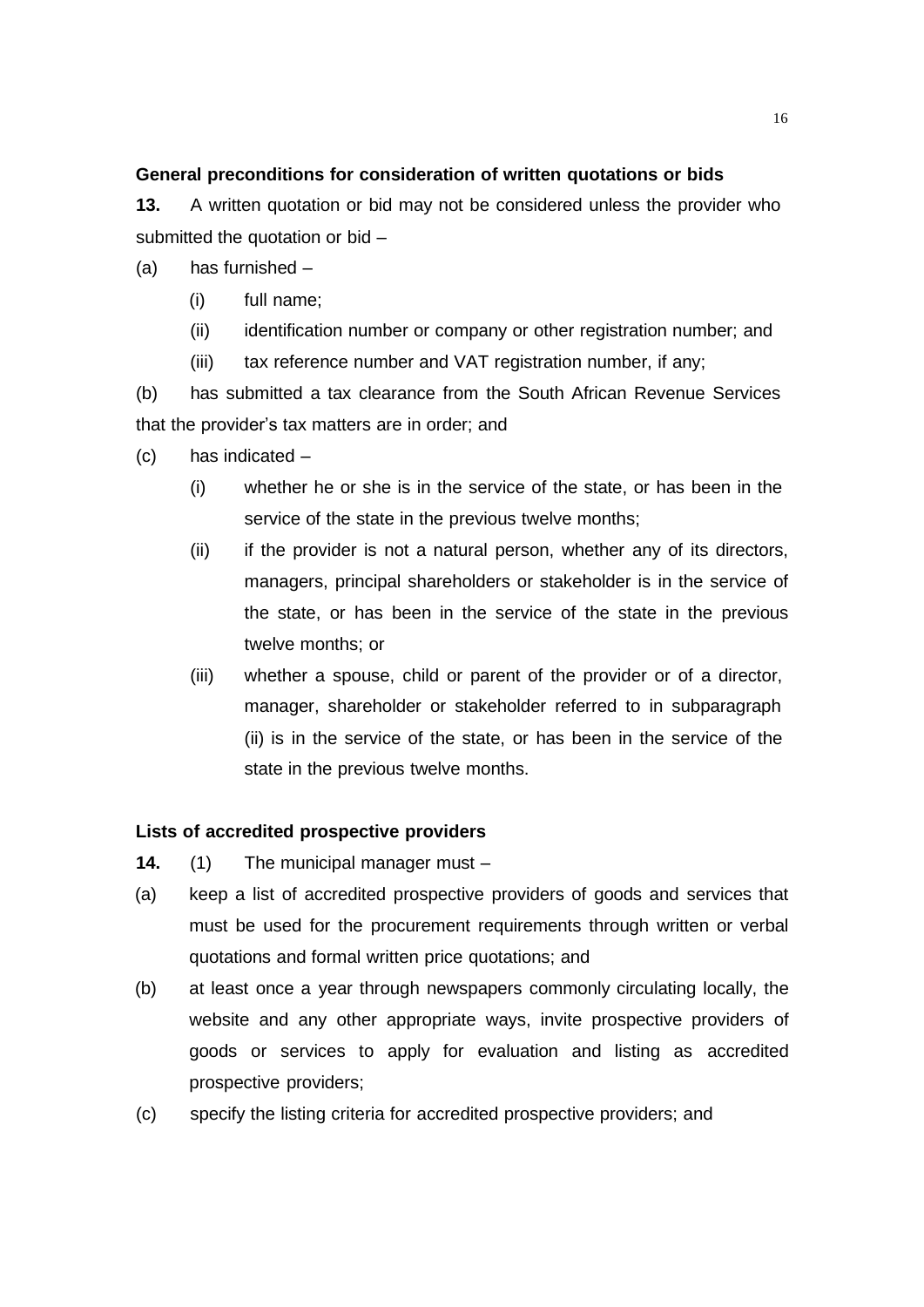**General preconditions for consideration of written quotations or bids**

**13.** A written quotation or bid may not be considered unless the provider who submitted the quotation or bid –

(a) has furnished –

  (i) full name;

  (ii) identification number or company or other registration number; and

  (iii) tax reference number and VAT registration number, if any;

(b) has submitted a tax clearance from the South African Revenue Services that the provider's tax matters are in order; and

(c) has indicated –

  (i) whether he or she is in the service of the state, or has been in the service of the state in the previous twelve months;

  (ii) if the provider is not a natural person, whether any of its directors, managers, principal shareholders or stakeholder is in the service of the state, or has been in the service of the state in the previous twelve months; or

  (iii) whether a spouse, child or parent of the provider or of a director, manager, shareholder or stakeholder referred to in subparagraph (ii) is in the service of the state, or has been in the service of the state in the previous twelve months.

**Lists of accredited prospective providers**

**14.** (1) The municipal manager must –

(a) keep a list of accredited prospective providers of goods and services that must be used for the procurement requirements through written or verbal quotations and formal written price quotations; and

(b) at least once a year through newspapers commonly circulating locally, the website and any other appropriate ways, invite prospective providers of goods or services to apply for evaluation and listing as accredited prospective providers;

(c) specify the listing criteria for accredited prospective providers; and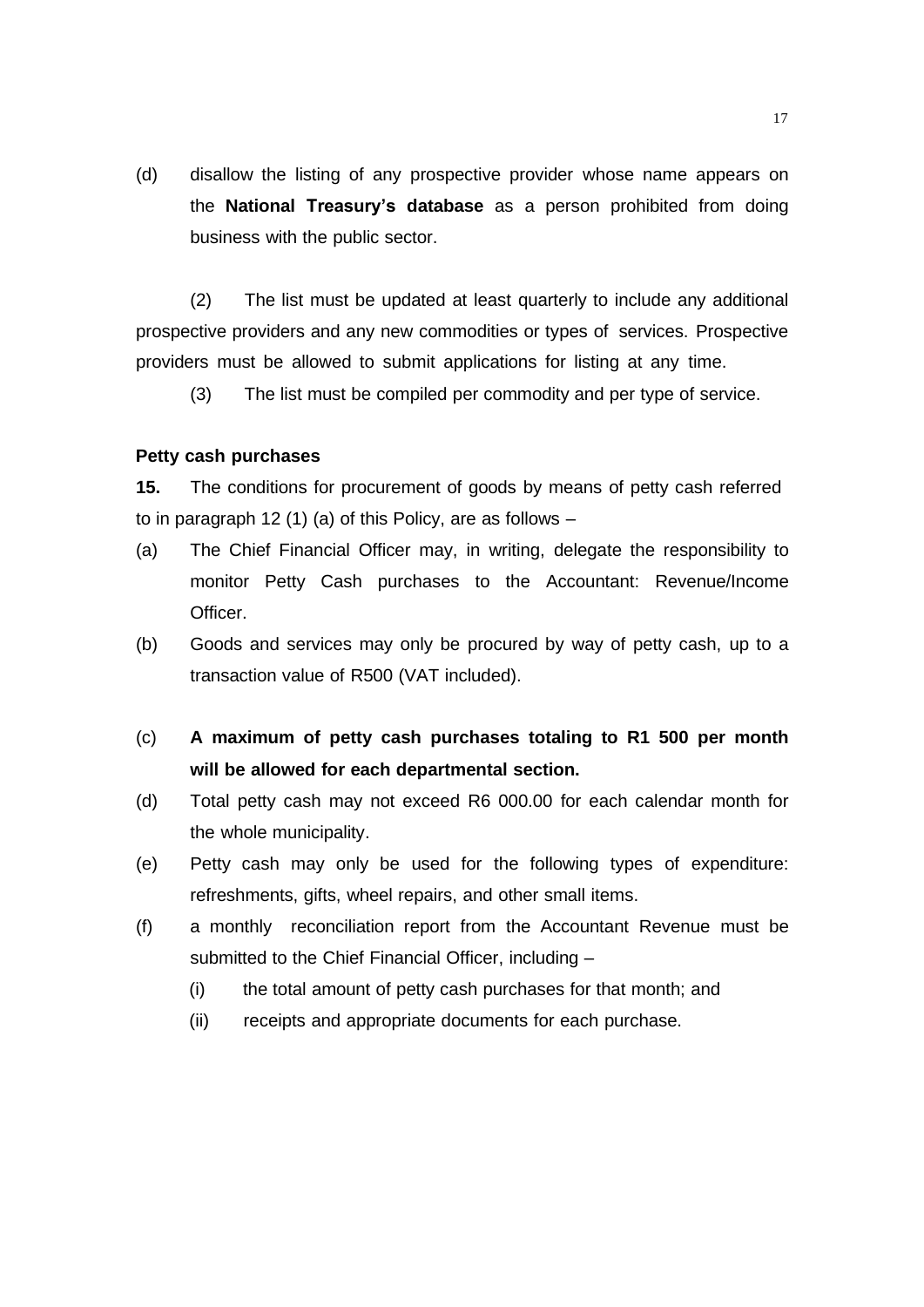(d) disallow the listing of any prospective provider whose name appears on the **National Treasury's database** as a person prohibited from doing business with the public sector.

(2) The list must be updated at least quarterly to include any additional prospective providers and any new commodities or types of services. Prospective providers must be allowed to submit applications for listing at any time.

(3) The list must be compiled per commodity and per type of service.

**Petty cash purchases**

**15.** The conditions for procurement of goods by means of petty cash referred to in paragraph 12 (1) (a) of this Policy, are as follows –

(a) The Chief Financial Officer may, in writing, delegate the responsibility to monitor Petty Cash purchases to the Accountant: Revenue/Income Officer.

(b) Goods and services may only be procured by way of petty cash, up to a transaction value of R500 (VAT included).

(c) **A maximum of petty cash purchases totaling to R1 500 per month will be allowed for each departmental section.**

(d) Total petty cash may not exceed R6 000.00 for each calendar month for the whole municipality.

(e) Petty cash may only be used for the following types of expenditure: refreshments, gifts, wheel repairs, and other small items.

(f) a monthly reconciliation report from the Accountant Revenue must be submitted to the Chief Financial Officer, including –

 (i) the total amount of petty cash purchases for that month; and

 (ii) receipts and appropriate documents for each purchase.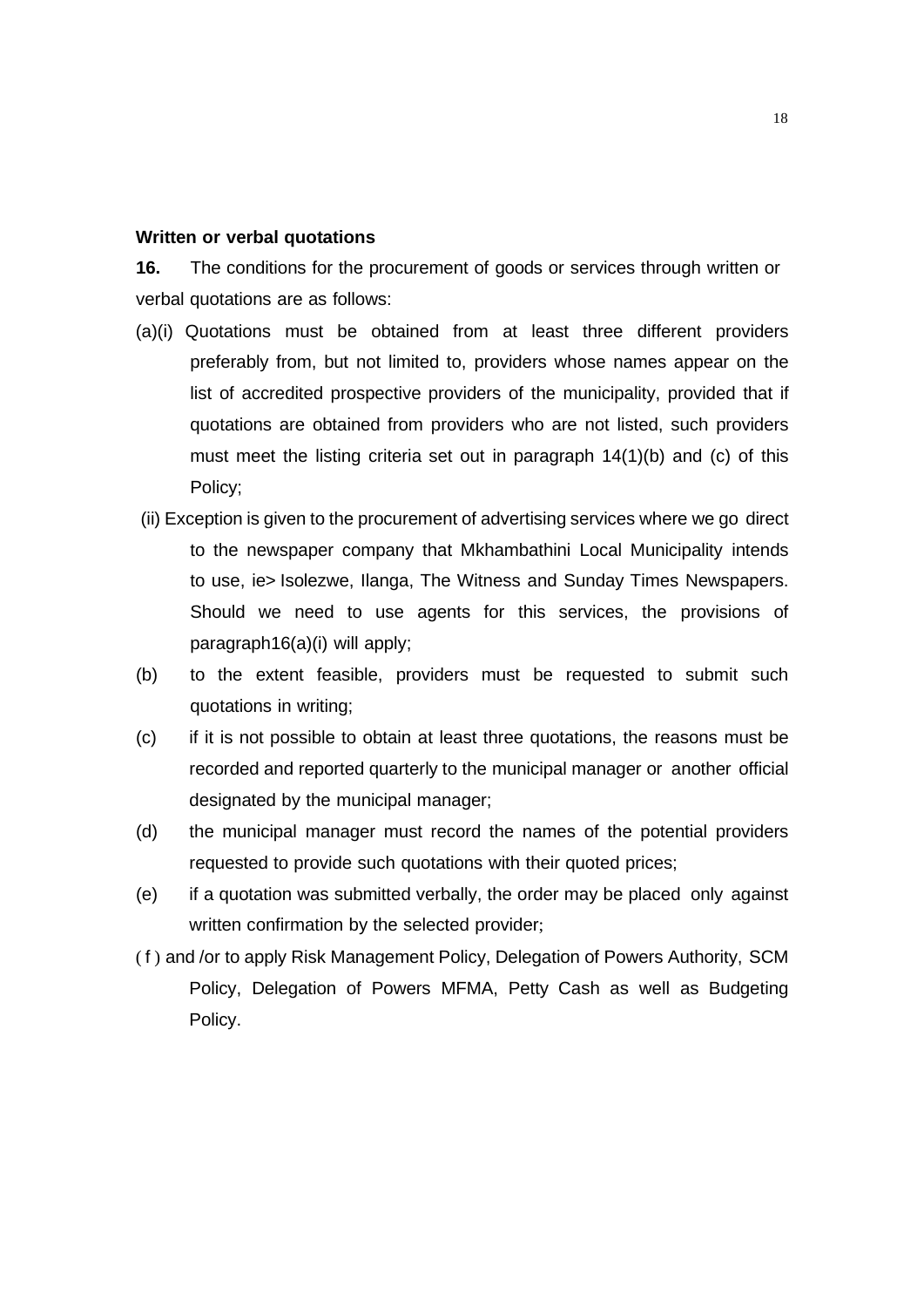**Written or verbal quotations**

**16.** The conditions for the procurement of goods or services through written or verbal quotations are as follows:

(a)(i) Quotations must be obtained from at least three different providers preferably from, but not limited to, providers whose names appear on the list of accredited prospective providers of the municipality, provided that if quotations are obtained from providers who are not listed, such providers must meet the listing criteria set out in paragraph 14(1)(b) and (c) of this Policy;

(ii) Exception is given to the procurement of advertising services where we go direct to the newspaper company that Mkhambathini Local Municipality intends to use, ie> Isolezwe, Ilanga, The Witness and Sunday Times Newspapers. Should we need to use agents for this services, the provisions of paragraph16(a)(i) will apply;

(b) to the extent feasible, providers must be requested to submit such quotations in writing;

(c) if it is not possible to obtain at least three quotations, the reasons must be recorded and reported quarterly to the municipal manager or another official designated by the municipal manager;

(d) the municipal manager must record the names of the potential providers requested to provide such quotations with their quoted prices;

(e) if a quotation was submitted verbally, the order may be placed only against written confirmation by the selected provider;

( f ) and /or to apply Risk Management Policy, Delegation of Powers Authority, SCM Policy, Delegation of Powers MFMA, Petty Cash as well as Budgeting Policy.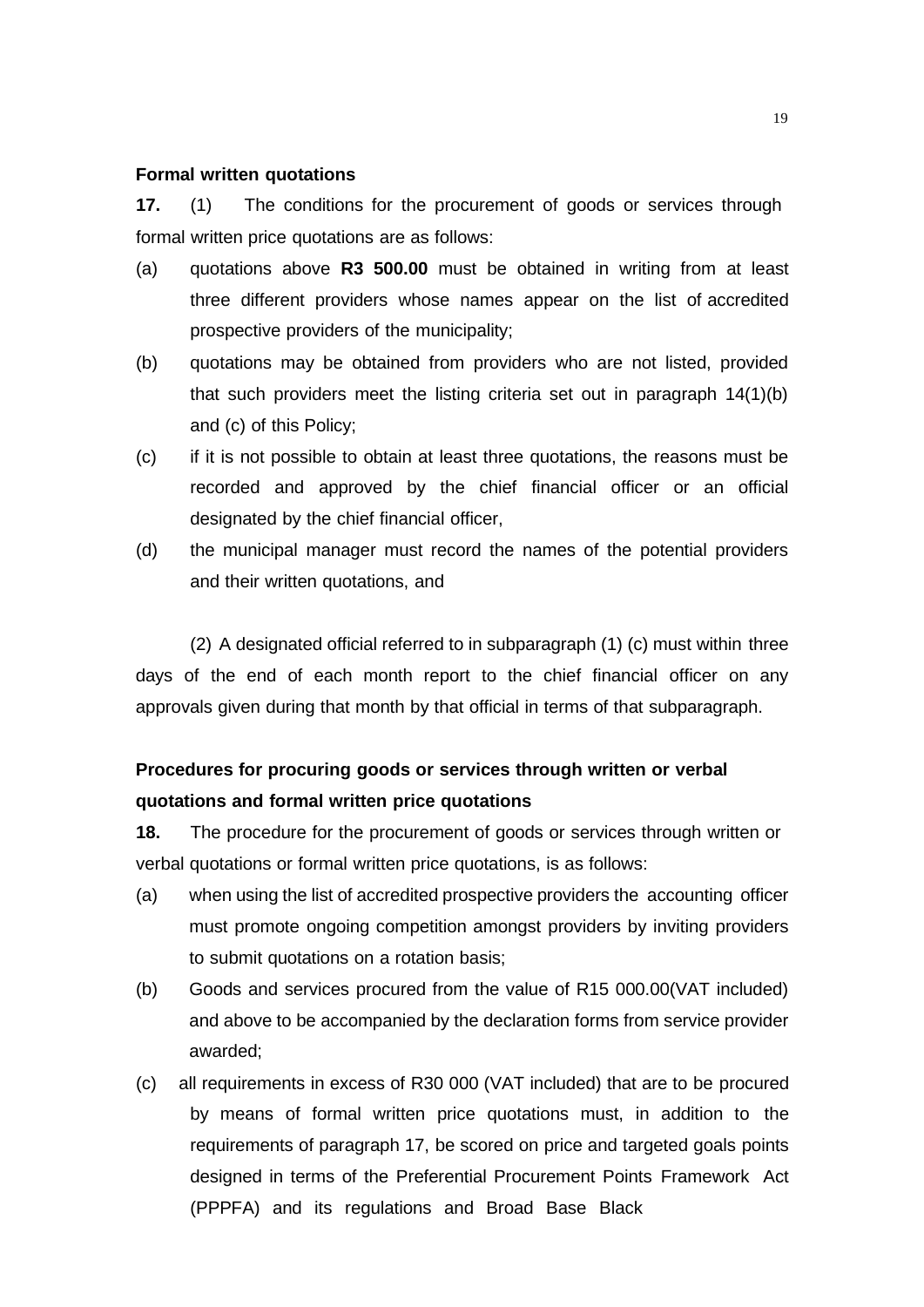**Formal written quotations**

**17.** (1) The conditions for the procurement of goods or services through formal written price quotations are as follows:

(a) quotations above **R3 500.00** must be obtained in writing from at least three different providers whose names appear on the list of accredited prospective providers of the municipality;

(b) quotations may be obtained from providers who are not listed, provided that such providers meet the listing criteria set out in paragraph 14(1)(b) and (c) of this Policy;

(c) if it is not possible to obtain at least three quotations, the reasons must be recorded and approved by the chief financial officer or an official designated by the chief financial officer,

(d) the municipal manager must record the names of the potential providers and their written quotations, and

(2) A designated official referred to in subparagraph (1) (c) must within three days of the end of each month report to the chief financial officer on any approvals given during that month by that official in terms of that subparagraph.

**Procedures for procuring goods or services through written or verbal quotations and formal written price quotations**

**18.** The procedure for the procurement of goods or services through written or verbal quotations or formal written price quotations, is as follows:

(a) when using the list of accredited prospective providers the accounting officer must promote ongoing competition amongst providers by inviting providers to submit quotations on a rotation basis;

(b) Goods and services procured from the value of R15 000.00(VAT included) and above to be accompanied by the declaration forms from service provider awarded;

(c) all requirements in excess of R30 000 (VAT included) that are to be procured by means of formal written price quotations must, in addition to the requirements of paragraph 17, be scored on price and targeted goals points designed in terms of the Preferential Procurement Points Framework Act (PPPFA) and its regulations and Broad Base Black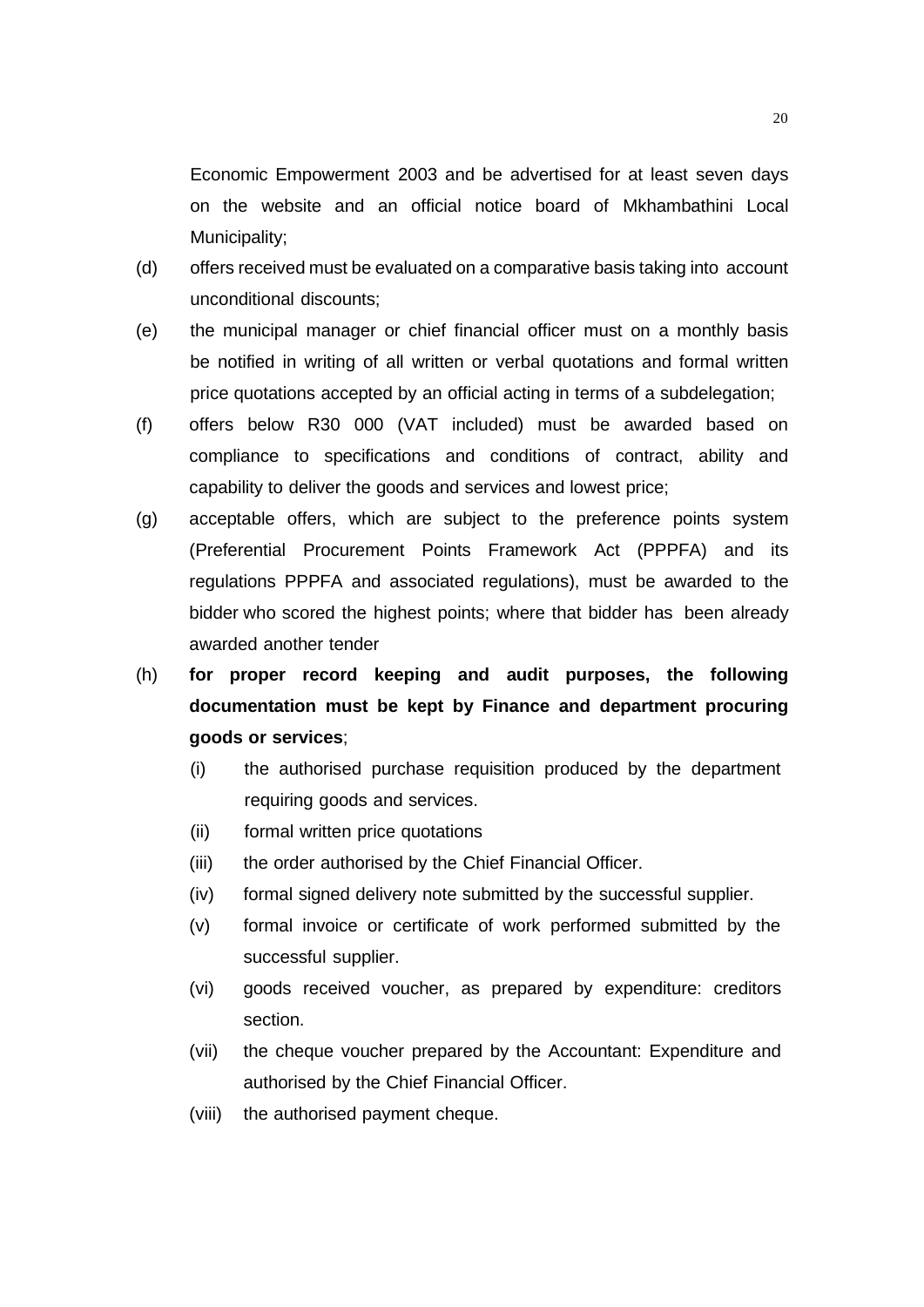Economic Empowerment 2003 and be advertised for at least seven days on the website and an official notice board of Mkhambathini Local Municipality;

(d) offers received must be evaluated on a comparative basis taking into account unconditional discounts;

(e) the municipal manager or chief financial officer must on a monthly basis be notified in writing of all written or verbal quotations and formal written price quotations accepted by an official acting in terms of a subdelegation;

(f) offers below R30 000 (VAT included) must be awarded based on compliance to specifications and conditions of contract, ability and capability to deliver the goods and services and lowest price;

(g) acceptable offers, which are subject to the preference points system (Preferential Procurement Points Framework Act (PPPFA) and its regulations PPPFA and associated regulations), must be awarded to the bidder who scored the highest points; where that bidder has been already awarded another tender

(h) **for proper record keeping and audit purposes, the following documentation must be kept by Finance and department procuring goods or services**;

  (i) the authorised purchase requisition produced by the department requiring goods and services.

  (ii) formal written price quotations

  (iii) the order authorised by the Chief Financial Officer.

  (iv) formal signed delivery note submitted by the successful supplier.

  (v) formal invoice or certificate of work performed submitted by the successful supplier.

  (vi) goods received voucher, as prepared by expenditure: creditors section.

  (vii) the cheque voucher prepared by the Accountant: Expenditure and authorised by the Chief Financial Officer.

  (viii) the authorised payment cheque.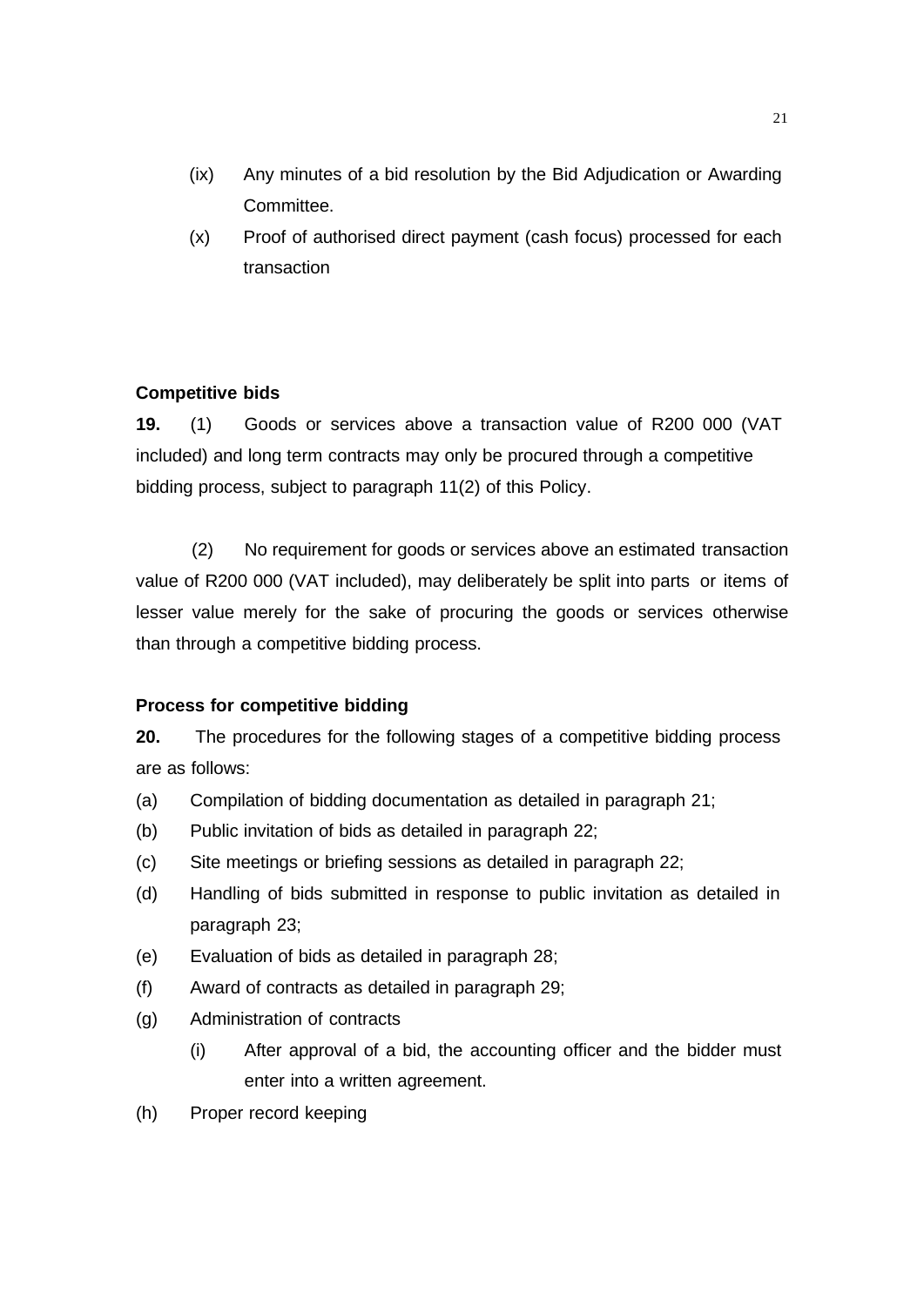(ix) Any minutes of a bid resolution by the Bid Adjudication or Awarding Committee.

(x) Proof of authorised direct payment (cash focus) processed for each transaction

**Competitive bids**

**19.** (1) Goods or services above a transaction value of R200 000 (VAT included) and long term contracts may only be procured through a competitive bidding process, subject to paragraph 11(2) of this Policy.

(2) No requirement for goods or services above an estimated transaction value of R200 000 (VAT included), may deliberately be split into parts or items of lesser value merely for the sake of procuring the goods or services otherwise than through a competitive bidding process.

**Process for competitive bidding**

**20.** The procedures for the following stages of a competitive bidding process are as follows:

(a) Compilation of bidding documentation as detailed in paragraph 21;

(b) Public invitation of bids as detailed in paragraph 22;

(c) Site meetings or briefing sessions as detailed in paragraph 22;

(d) Handling of bids submitted in response to public invitation as detailed in paragraph 23;

(e) Evaluation of bids as detailed in paragraph 28;

(f) Award of contracts as detailed in paragraph 29;

(g) Administration of contracts

(i) After approval of a bid, the accounting officer and the bidder must enter into a written agreement.

(h) Proper record keeping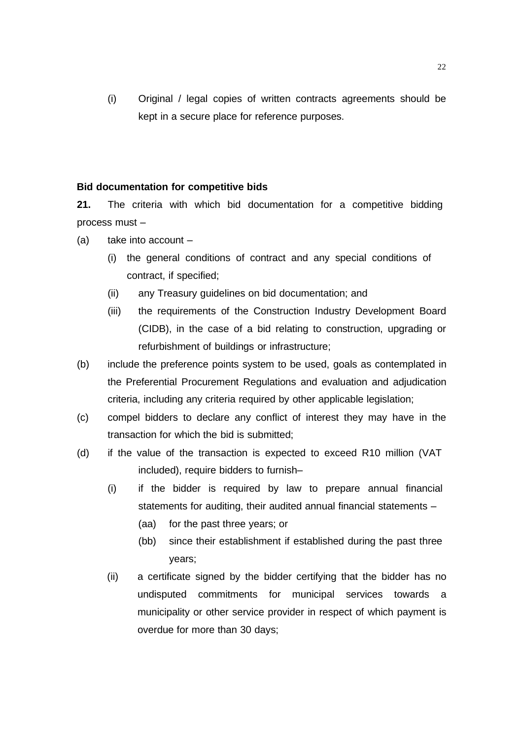(i) Original / legal copies of written contracts agreements should be kept in a secure place for reference purposes.

**Bid documentation for competitive bids**

**21.** The criteria with which bid documentation for a competitive bidding process must –

(a) take into account –

  (i) the general conditions of contract and any special conditions of contract, if specified;

  (ii) any Treasury guidelines on bid documentation; and

  (iii) the requirements of the Construction Industry Development Board (CIDB), in the case of a bid relating to construction, upgrading or refurbishment of buildings or infrastructure;

(b) include the preference points system to be used, goals as contemplated in the Preferential Procurement Regulations and evaluation and adjudication criteria, including any criteria required by other applicable legislation;

(c) compel bidders to declare any conflict of interest they may have in the transaction for which the bid is submitted;

(d) if the value of the transaction is expected to exceed R10 million (VAT included), require bidders to furnish–

  (i) if the bidder is required by law to prepare annual financial statements for auditing, their audited annual financial statements –

    (aa) for the past three years; or

    (bb) since their establishment if established during the past three years;

  (ii) a certificate signed by the bidder certifying that the bidder has no undisputed commitments for municipal services towards a municipality or other service provider in respect of which payment is overdue for more than 30 days;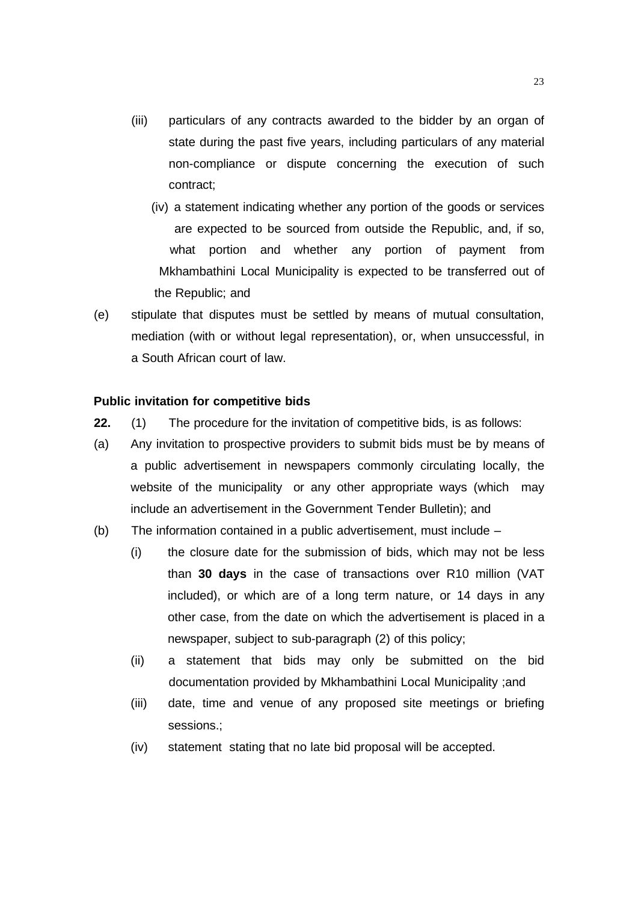(iii) particulars of any contracts awarded to the bidder by an organ of state during the past five years, including particulars of any material non-compliance or dispute concerning the execution of such contract;

(iv) a statement indicating whether any portion of the goods or services are expected to be sourced from outside the Republic, and, if so, what portion and whether any portion of payment from Mkhambathini Local Municipality is expected to be transferred out of the Republic; and

(e) stipulate that disputes must be settled by means of mutual consultation, mediation (with or without legal representation), or, when unsuccessful, in a South African court of law.

**Public invitation for competitive bids**

**22.** (1) The procedure for the invitation of competitive bids, is as follows:

(a) Any invitation to prospective providers to submit bids must be by means of a public advertisement in newspapers commonly circulating locally, the website of the municipality or any other appropriate ways (which may include an advertisement in the Government Tender Bulletin); and

(b) The information contained in a public advertisement, must include –

(i) the closure date for the submission of bids, which may not be less than **30 days** in the case of transactions over R10 million (VAT included), or which are of a long term nature, or 14 days in any other case, from the date on which the advertisement is placed in a newspaper, subject to sub-paragraph (2) of this policy;

(ii) a statement that bids may only be submitted on the bid documentation provided by Mkhambathini Local Municipality ;and

(iii) date, time and venue of any proposed site meetings or briefing sessions.;

(iv) statement stating that no late bid proposal will be accepted.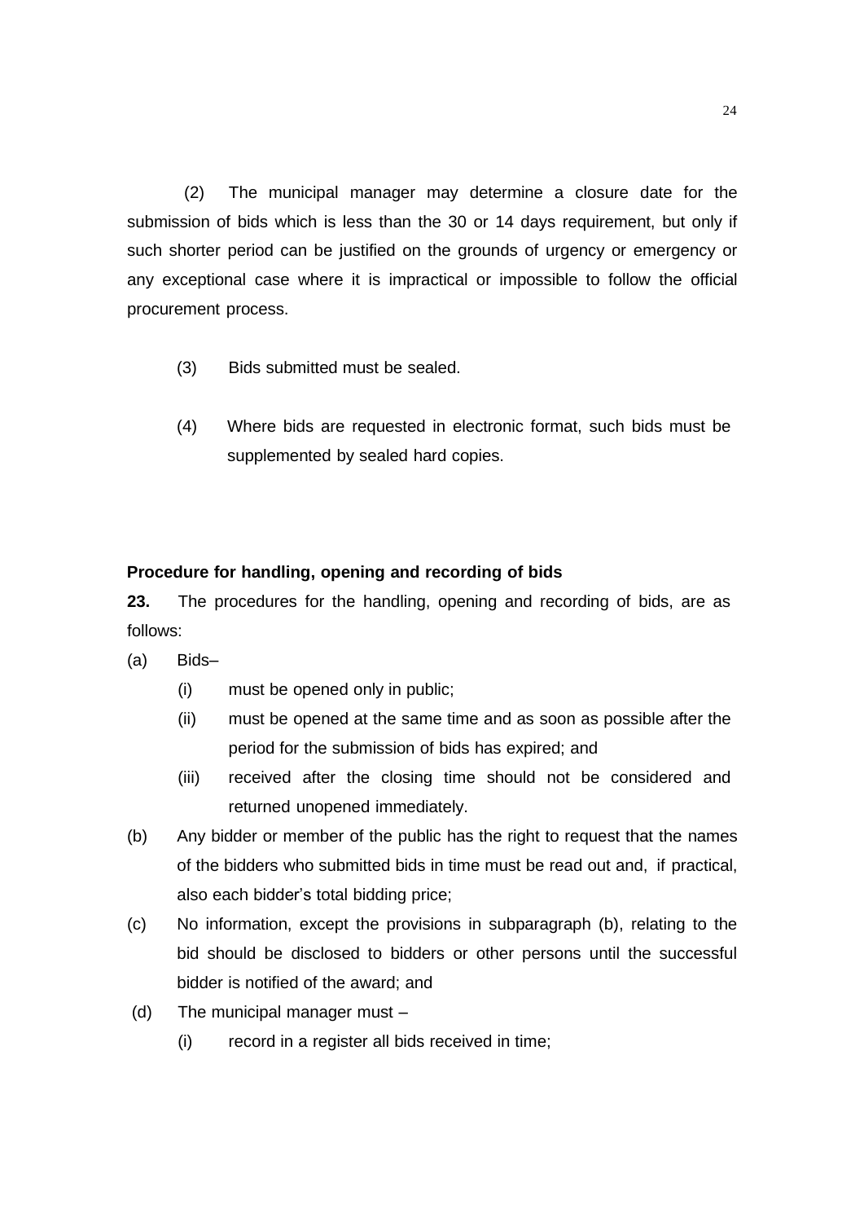(2) The municipal manager may determine a closure date for the submission of bids which is less than the 30 or 14 days requirement, but only if such shorter period can be justified on the grounds of urgency or emergency or any exceptional case where it is impractical or impossible to follow the official procurement process.

(3) Bids submitted must be sealed.

(4) Where bids are requested in electronic format, such bids must be supplemented by sealed hard copies.

**Procedure for handling, opening and recording of bids**

**23.** The procedures for the handling, opening and recording of bids, are as follows:

(a) Bids–

   (i) must be opened only in public;

   (ii) must be opened at the same time and as soon as possible after the period for the submission of bids has expired; and

   (iii) received after the closing time should not be considered and returned unopened immediately.

(b) Any bidder or member of the public has the right to request that the names of the bidders who submitted bids in time must be read out and, if practical, also each bidder's total bidding price;

(c) No information, except the provisions in subparagraph (b), relating to the bid should be disclosed to bidders or other persons until the successful bidder is notified of the award; and

(d) The municipal manager must –

   (i) record in a register all bids received in time;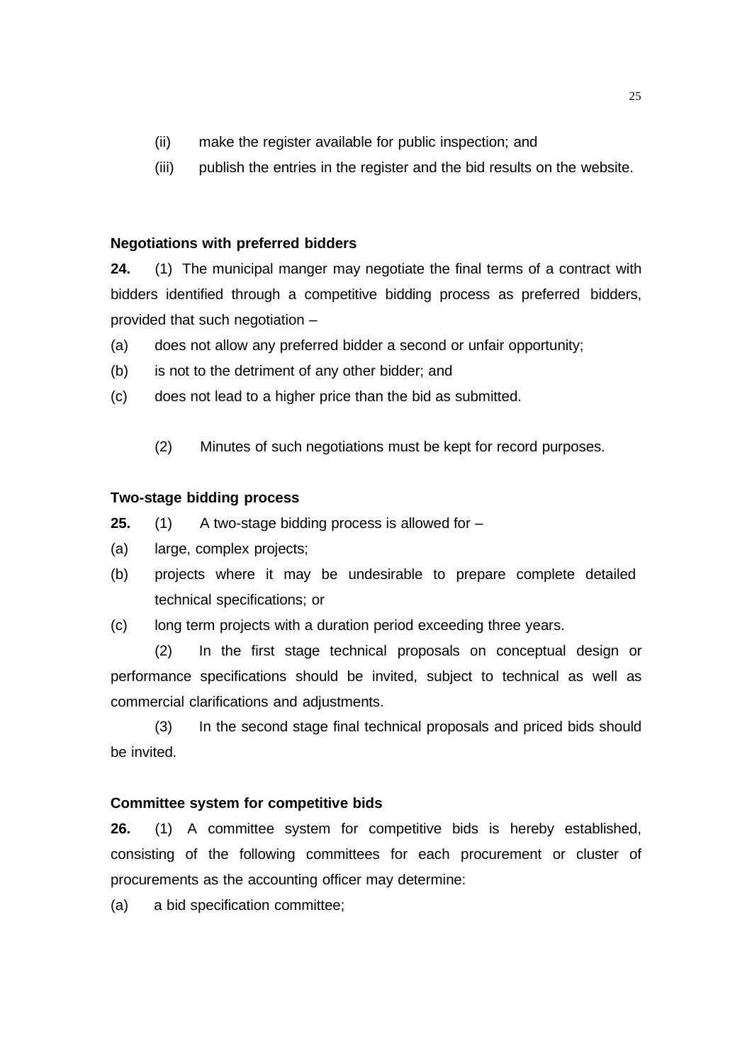(ii) make the register available for public inspection; and

(iii) publish the entries in the register and the bid results on the website.

**Negotiations with preferred bidders**

**24.** (1) The municipal manger may negotiate the final terms of a contract with bidders identified through a competitive bidding process as preferred bidders, provided that such negotiation –

(a) does not allow any preferred bidder a second or unfair opportunity;

(b) is not to the detriment of any other bidder; and

(c) does not lead to a higher price than the bid as submitted.

(2) Minutes of such negotiations must be kept for record purposes.

**Two-stage bidding process**

**25.** (1) A two-stage bidding process is allowed for –

(a) large, complex projects;

(b) projects where it may be undesirable to prepare complete detailed technical specifications; or

(c) long term projects with a duration period exceeding three years.

(2) In the first stage technical proposals on conceptual design or performance specifications should be invited, subject to technical as well as commercial clarifications and adjustments.

(3) In the second stage final technical proposals and priced bids should be invited.

**Committee system for competitive bids**

**26.** (1) A committee system for competitive bids is hereby established, consisting of the following committees for each procurement or cluster of procurements as the accounting officer may determine:

(a) a bid specification committee;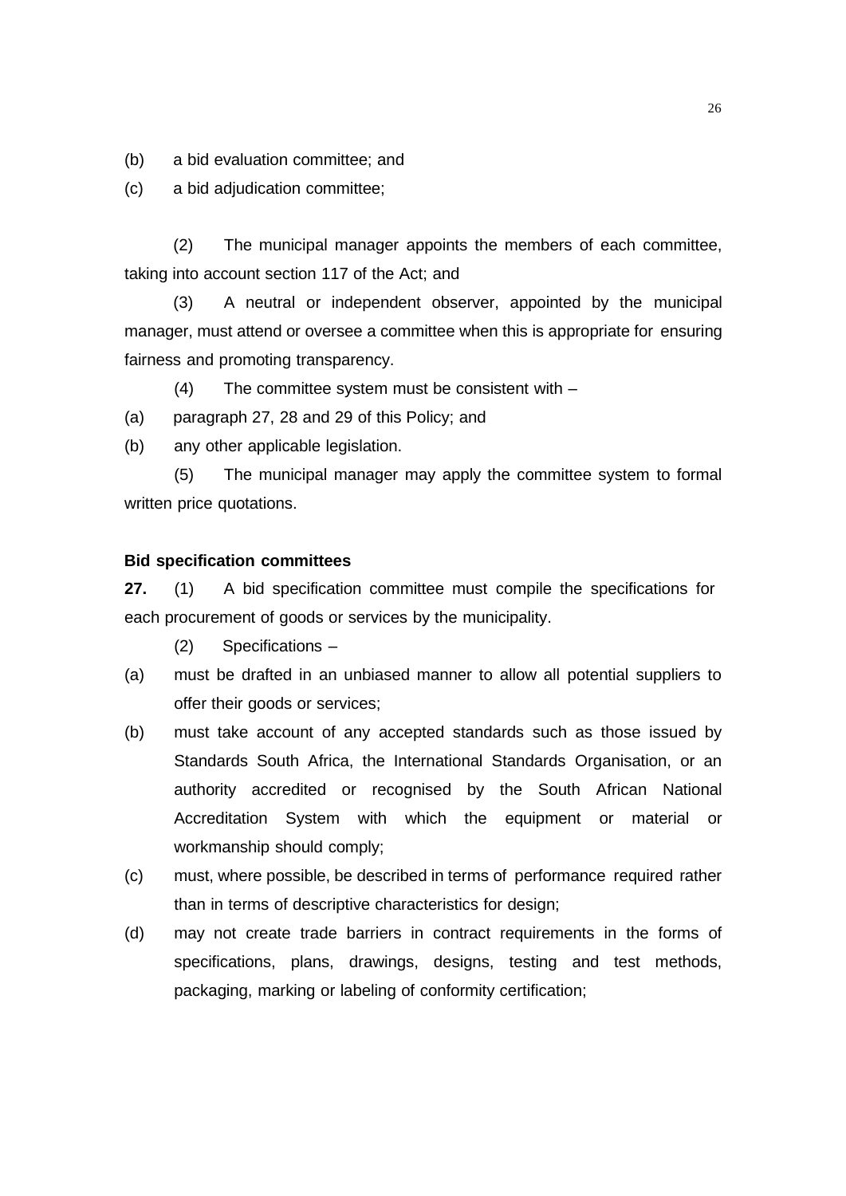(b) a bid evaluation committee; and

(c) a bid adjudication committee;

(2) The municipal manager appoints the members of each committee, taking into account section 117 of the Act; and

(3) A neutral or independent observer, appointed by the municipal manager, must attend or oversee a committee when this is appropriate for ensuring fairness and promoting transparency.

(4) The committee system must be consistent with –

(a) paragraph 27, 28 and 29 of this Policy; and

(b) any other applicable legislation.

(5) The municipal manager may apply the committee system to formal written price quotations.

**Bid specification committees**

**27.** (1) A bid specification committee must compile the specifications for each procurement of goods or services by the municipality.

(2) Specifications –

(a) must be drafted in an unbiased manner to allow all potential suppliers to offer their goods or services;

(b) must take account of any accepted standards such as those issued by Standards South Africa, the International Standards Organisation, or an authority accredited or recognised by the South African National Accreditation System with which the equipment or material or workmanship should comply;

(c) must, where possible, be described in terms of performance required rather than in terms of descriptive characteristics for design;

(d) may not create trade barriers in contract requirements in the forms of specifications, plans, drawings, designs, testing and test methods, packaging, marking or labeling of conformity certification;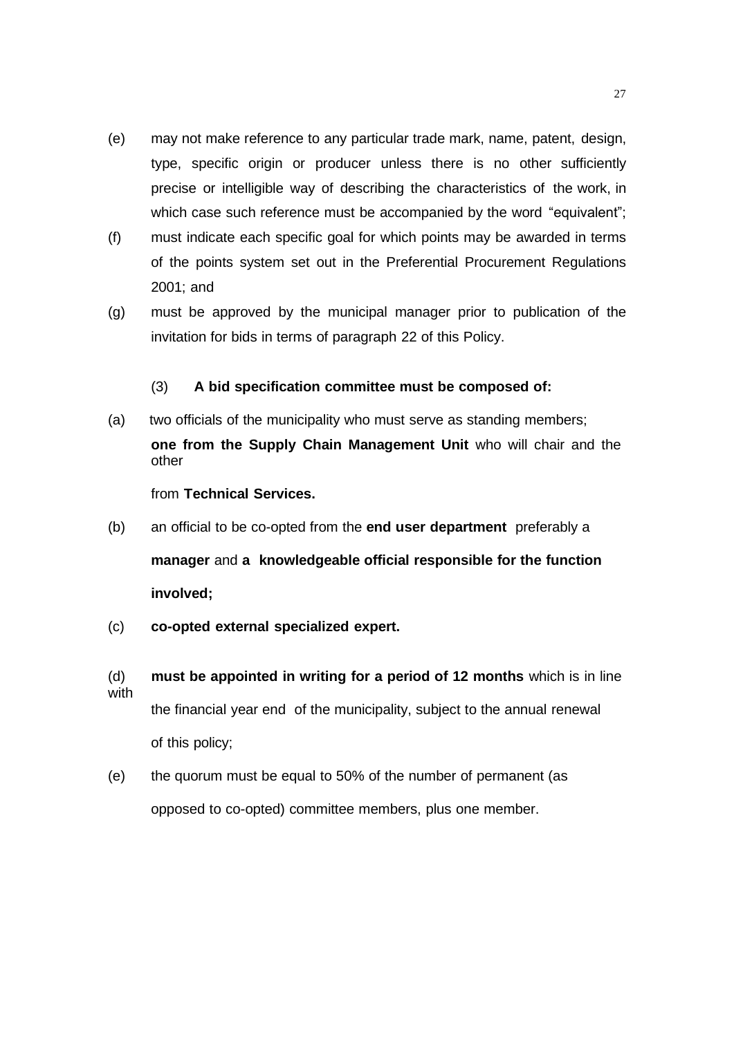(e) may not make reference to any particular trade mark, name, patent, design, type, specific origin or producer unless there is no other sufficiently precise or intelligible way of describing the characteristics of the work, in which case such reference must be accompanied by the word "equivalent";

(f) must indicate each specific goal for which points may be awarded in terms of the points system set out in the Preferential Procurement Regulations 2001; and

(g) must be approved by the municipal manager prior to publication of the invitation for bids in terms of paragraph 22 of this Policy.

(3) **A bid specification committee must be composed of:**

(a) two officials of the municipality who must serve as standing members; **one from the Supply Chain Management Unit** who will chair and the other from **Technical Services.**

(b) an official to be co-opted from the **end user department** preferably a **manager** and **a knowledgeable official responsible for the function involved;**

(c) **co-opted external specialized expert.**

(d) **must be appointed in writing for a period of 12 months** which is in line with the financial year end of the municipality, subject to the annual renewal of this policy;

(e) the quorum must be equal to 50% of the number of permanent (as opposed to co-opted) committee members, plus one member.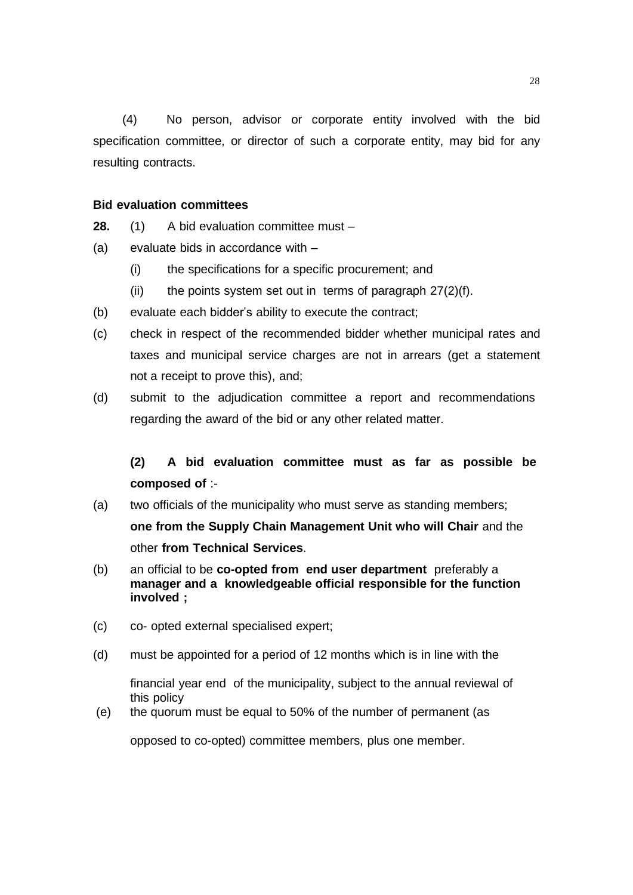(4) No person, advisor or corporate entity involved with the bid specification committee, or director of such a corporate entity, may bid for any resulting contracts.

**Bid evaluation committees**

**28.** (1) A bid evaluation committee must –

(a) evaluate bids in accordance with –
   - (i) the specifications for a specific procurement; and
   - (ii) the points system set out in terms of paragraph 27(2)(f).

(b) evaluate each bidder's ability to execute the contract;

(c) check in respect of the recommended bidder whether municipal rates and taxes and municipal service charges are not in arrears (get a statement not a receipt to prove this), and;

(d) submit to the adjudication committee a report and recommendations regarding the award of the bid or any other related matter.

**(2) A bid evaluation committee must as far as possible be composed of** :-

(a) two officials of the municipality who must serve as standing members; **one from the Supply Chain Management Unit who will Chair** and the other **from Technical Services**.

(b) an official to be **co-opted from end user department** preferably a **manager and a knowledgeable official responsible for the function involved ;**

(c) co- opted external specialised expert;

(d) must be appointed for a period of 12 months which is in line with the financial year end of the municipality, subject to the annual reviewal of this policy

(e) the quorum must be equal to 50% of the number of permanent (as opposed to co-opted) committee members, plus one member.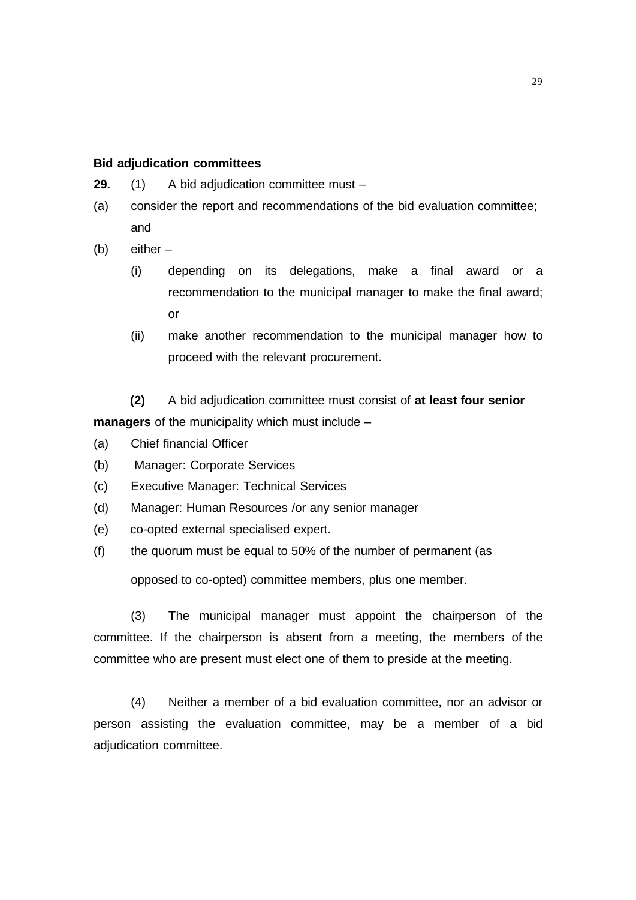**Bid adjudication committees**

**29.** (1) A bid adjudication committee must –

(a) consider the report and recommendations of the bid evaluation committee; and

(b) either –

  (i) depending on its delegations, make a final award or a recommendation to the municipal manager to make the final award; or

  (ii) make another recommendation to the municipal manager how to proceed with the relevant procurement.

**(2)** A bid adjudication committee must consist of **at least four senior managers** of the municipality which must include –

(a) Chief financial Officer

(b) Manager: Corporate Services

(c) Executive Manager: Technical Services

(d) Manager: Human Resources /or any senior manager

(e) co-opted external specialised expert.

(f) the quorum must be equal to 50% of the number of permanent (as opposed to co-opted) committee members, plus one member.

(3) The municipal manager must appoint the chairperson of the committee. If the chairperson is absent from a meeting, the members of the committee who are present must elect one of them to preside at the meeting.

(4) Neither a member of a bid evaluation committee, nor an advisor or person assisting the evaluation committee, may be a member of a bid adjudication committee.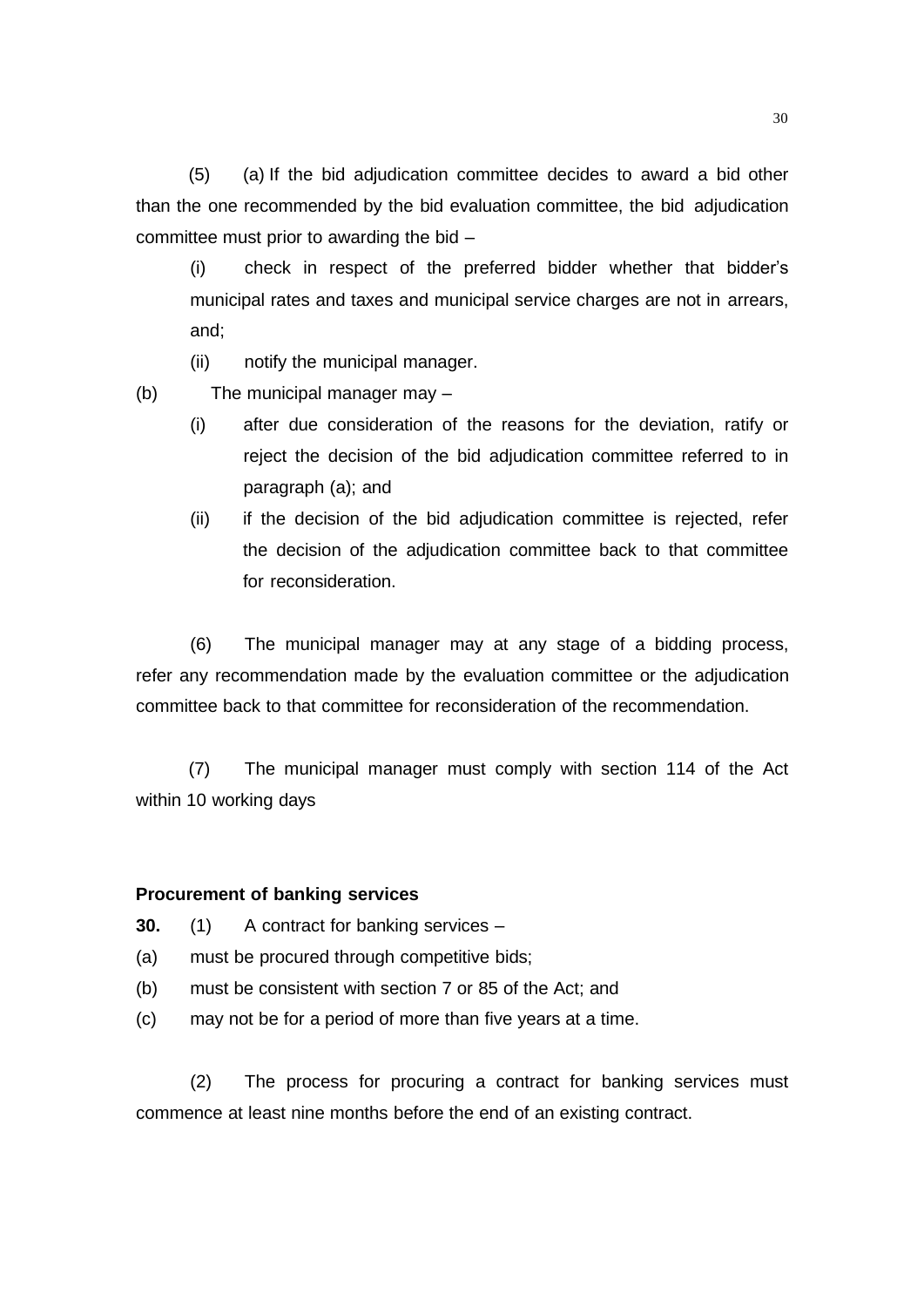(5) (a) If the bid adjudication committee decides to award a bid other than the one recommended by the bid evaluation committee, the bid adjudication committee must prior to awarding the bid –

(i) check in respect of the preferred bidder whether that bidder's municipal rates and taxes and municipal service charges are not in arrears, and;

(ii) notify the municipal manager.

(b) The municipal manager may –

(i) after due consideration of the reasons for the deviation, ratify or reject the decision of the bid adjudication committee referred to in paragraph (a); and

(ii) if the decision of the bid adjudication committee is rejected, refer the decision of the adjudication committee back to that committee for reconsideration.

(6) The municipal manager may at any stage of a bidding process, refer any recommendation made by the evaluation committee or the adjudication committee back to that committee for reconsideration of the recommendation.

(7) The municipal manager must comply with section 114 of the Act within 10 working days

**Procurement of banking services**

**30.** (1) A contract for banking services –

(a) must be procured through competitive bids;

(b) must be consistent with section 7 or 85 of the Act; and

(c) may not be for a period of more than five years at a time.

(2) The process for procuring a contract for banking services must commence at least nine months before the end of an existing contract.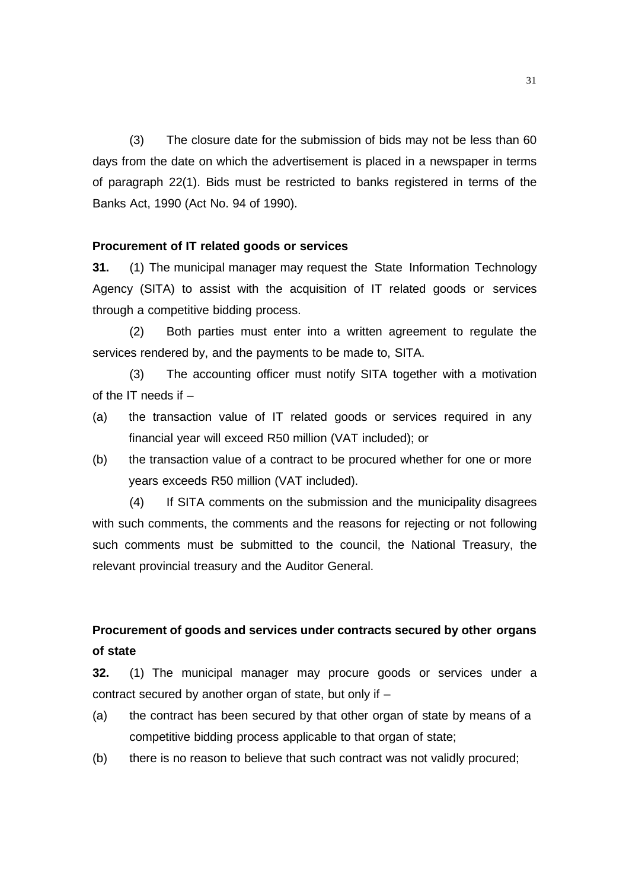(3) The closure date for the submission of bids may not be less than 60 days from the date on which the advertisement is placed in a newspaper in terms of paragraph 22(1). Bids must be restricted to banks registered in terms of the Banks Act, 1990 (Act No. 94 of 1990).

**Procurement of IT related goods or services**

**31.** (1) The municipal manager may request the State Information Technology Agency (SITA) to assist with the acquisition of IT related goods or services through a competitive bidding process.

(2) Both parties must enter into a written agreement to regulate the services rendered by, and the payments to be made to, SITA.

(3) The accounting officer must notify SITA together with a motivation of the IT needs if –

(a) the transaction value of IT related goods or services required in any financial year will exceed R50 million (VAT included); or

(b) the transaction value of a contract to be procured whether for one or more years exceeds R50 million (VAT included).

(4) If SITA comments on the submission and the municipality disagrees with such comments, the comments and the reasons for rejecting or not following such comments must be submitted to the council, the National Treasury, the relevant provincial treasury and the Auditor General.

**Procurement of goods and services under contracts secured by other organs of state**

**32.** (1) The municipal manager may procure goods or services under a contract secured by another organ of state, but only if –

(a) the contract has been secured by that other organ of state by means of a competitive bidding process applicable to that organ of state;

(b) there is no reason to believe that such contract was not validly procured;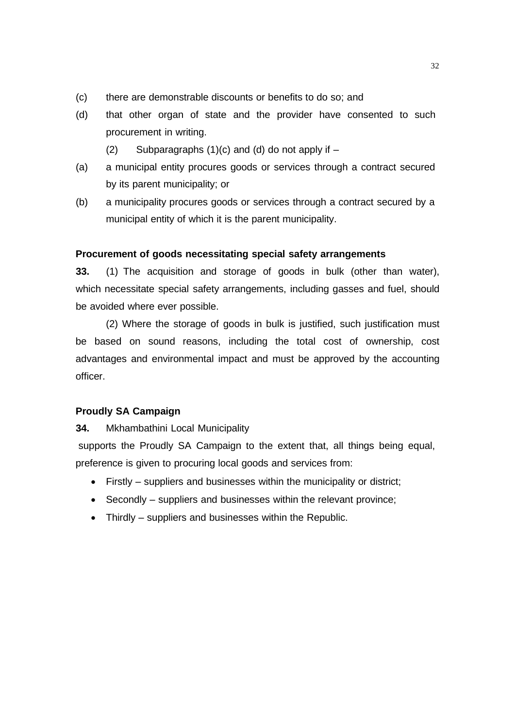(c) there are demonstrable discounts or benefits to do so; and

(d) that other organ of state and the provider have consented to such procurement in writing.

(2) Subparagraphs (1)(c) and (d) do not apply if –

(a) a municipal entity procures goods or services through a contract secured by its parent municipality; or

(b) a municipality procures goods or services through a contract secured by a municipal entity of which it is the parent municipality.

**Procurement of goods necessitating special safety arrangements**

**33.** (1) The acquisition and storage of goods in bulk (other than water), which necessitate special safety arrangements, including gasses and fuel, should be avoided where ever possible.

(2) Where the storage of goods in bulk is justified, such justification must be based on sound reasons, including the total cost of ownership, cost advantages and environmental impact and must be approved by the accounting officer.

**Proudly SA Campaign**

**34.** Mkhambathini Local Municipality supports the Proudly SA Campaign to the extent that, all things being equal, preference is given to procuring local goods and services from:

- Firstly – suppliers and businesses within the municipality or district;
- Secondly – suppliers and businesses within the relevant province;
- Thirdly – suppliers and businesses within the Republic.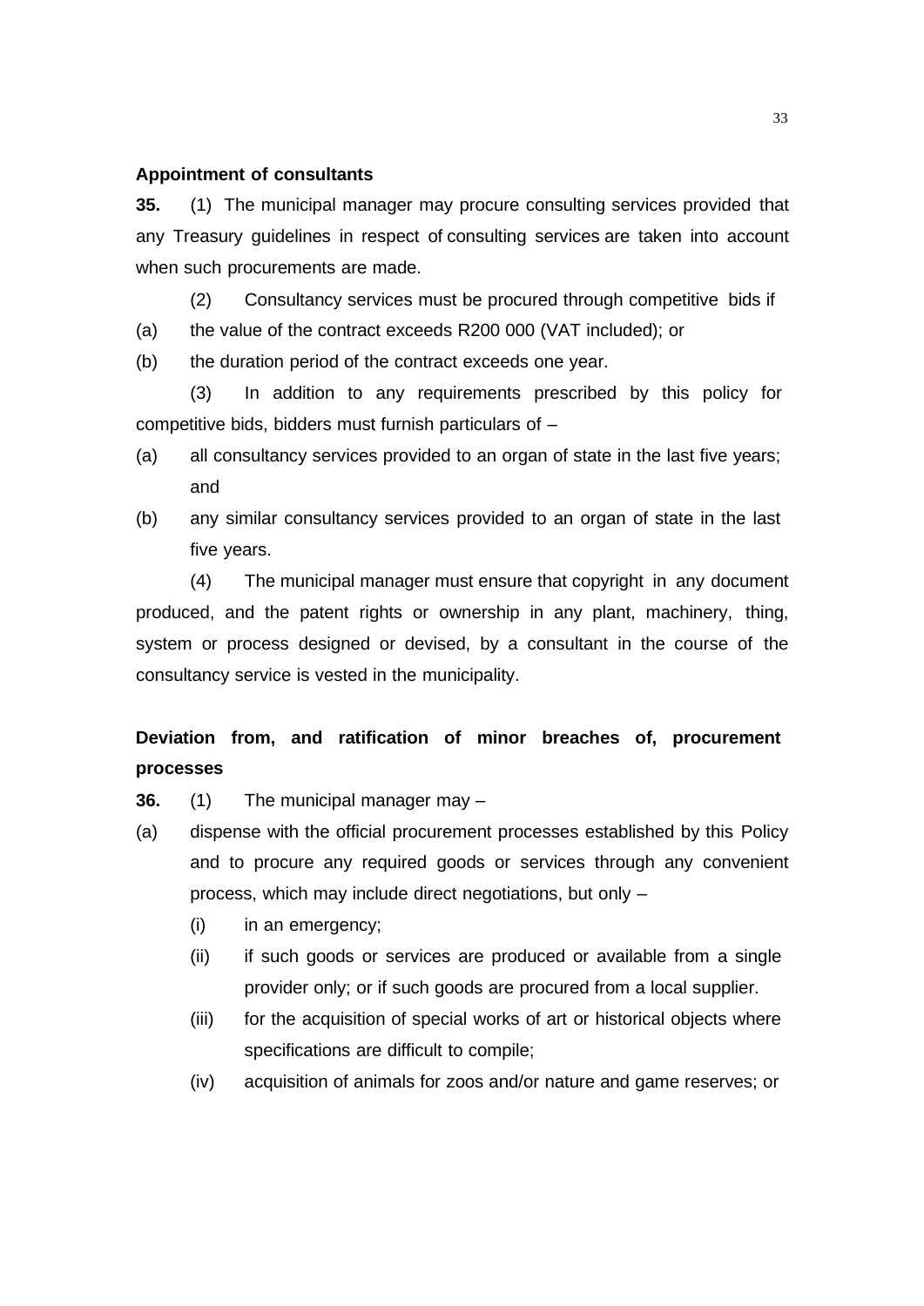**Appointment of consultants**

**35.** (1) The municipal manager may procure consulting services provided that any Treasury guidelines in respect of consulting services are taken into account when such procurements are made.

(2) Consultancy services must be procured through competitive bids if

(a) the value of the contract exceeds R200 000 (VAT included); or

(b) the duration period of the contract exceeds one year.

(3) In addition to any requirements prescribed by this policy for competitive bids, bidders must furnish particulars of –

(a) all consultancy services provided to an organ of state in the last five years; and

(b) any similar consultancy services provided to an organ of state in the last five years.

(4) The municipal manager must ensure that copyright in any document produced, and the patent rights or ownership in any plant, machinery, thing, system or process designed or devised, by a consultant in the course of the consultancy service is vested in the municipality.

**Deviation from, and ratification of minor breaches of, procurement processes**

**36.** (1) The municipal manager may –

(a) dispense with the official procurement processes established by this Policy and to procure any required goods or services through any convenient process, which may include direct negotiations, but only –

(i) in an emergency;

(ii) if such goods or services are produced or available from a single provider only; or if such goods are procured from a local supplier.

(iii) for the acquisition of special works of art or historical objects where specifications are difficult to compile;

(iv) acquisition of animals for zoos and/or nature and game reserves; or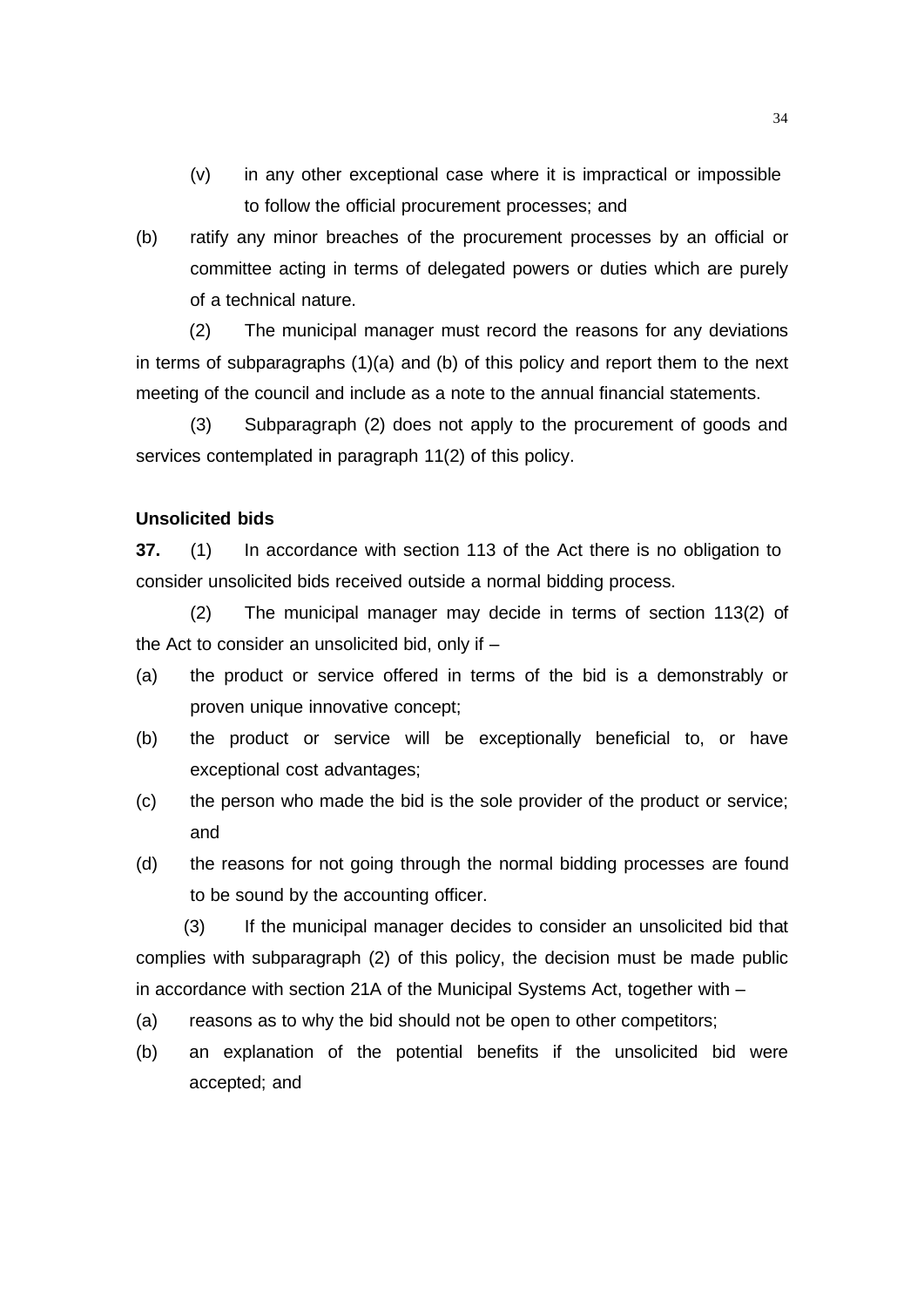(v) in any other exceptional case where it is impractical or impossible to follow the official procurement processes; and

(b) ratify any minor breaches of the procurement processes by an official or committee acting in terms of delegated powers or duties which are purely of a technical nature.

(2) The municipal manager must record the reasons for any deviations in terms of subparagraphs (1)(a) and (b) of this policy and report them to the next meeting of the council and include as a note to the annual financial statements.

(3) Subparagraph (2) does not apply to the procurement of goods and services contemplated in paragraph 11(2) of this policy.

**Unsolicited bids**

**37.** (1) In accordance with section 113 of the Act there is no obligation to consider unsolicited bids received outside a normal bidding process.

(2) The municipal manager may decide in terms of section 113(2) of the Act to consider an unsolicited bid, only if –

(a) the product or service offered in terms of the bid is a demonstrably or proven unique innovative concept;

(b) the product or service will be exceptionally beneficial to, or have exceptional cost advantages;

(c) the person who made the bid is the sole provider of the product or service; and

(d) the reasons for not going through the normal bidding processes are found to be sound by the accounting officer.

(3) If the municipal manager decides to consider an unsolicited bid that complies with subparagraph (2) of this policy, the decision must be made public in accordance with section 21A of the Municipal Systems Act, together with –

(a) reasons as to why the bid should not be open to other competitors;

(b) an explanation of the potential benefits if the unsolicited bid were accepted; and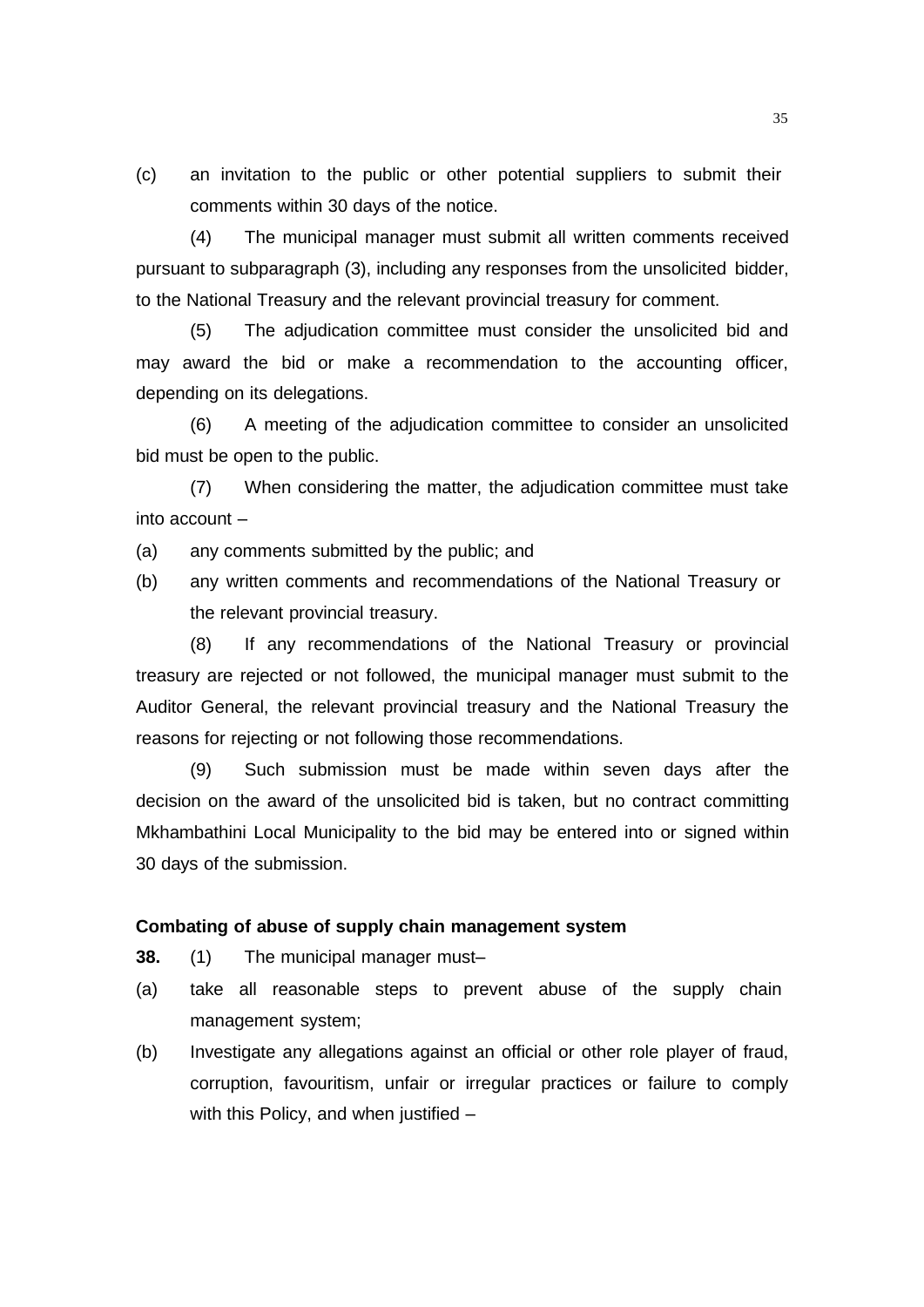(c) an invitation to the public or other potential suppliers to submit their comments within 30 days of the notice.

(4) The municipal manager must submit all written comments received pursuant to subparagraph (3), including any responses from the unsolicited bidder, to the National Treasury and the relevant provincial treasury for comment.

(5) The adjudication committee must consider the unsolicited bid and may award the bid or make a recommendation to the accounting officer, depending on its delegations.

(6) A meeting of the adjudication committee to consider an unsolicited bid must be open to the public.

(7) When considering the matter, the adjudication committee must take into account –

(a) any comments submitted by the public; and

(b) any written comments and recommendations of the National Treasury or the relevant provincial treasury.

(8) If any recommendations of the National Treasury or provincial treasury are rejected or not followed, the municipal manager must submit to the Auditor General, the relevant provincial treasury and the National Treasury the reasons for rejecting or not following those recommendations.

(9) Such submission must be made within seven days after the decision on the award of the unsolicited bid is taken, but no contract committing Mkhambathini Local Municipality to the bid may be entered into or signed within 30 days of the submission.

**Combating of abuse of supply chain management system**

**38.** (1) The municipal manager must–

(a) take all reasonable steps to prevent abuse of the supply chain management system;

(b) Investigate any allegations against an official or other role player of fraud, corruption, favouritism, unfair or irregular practices or failure to comply with this Policy, and when justified –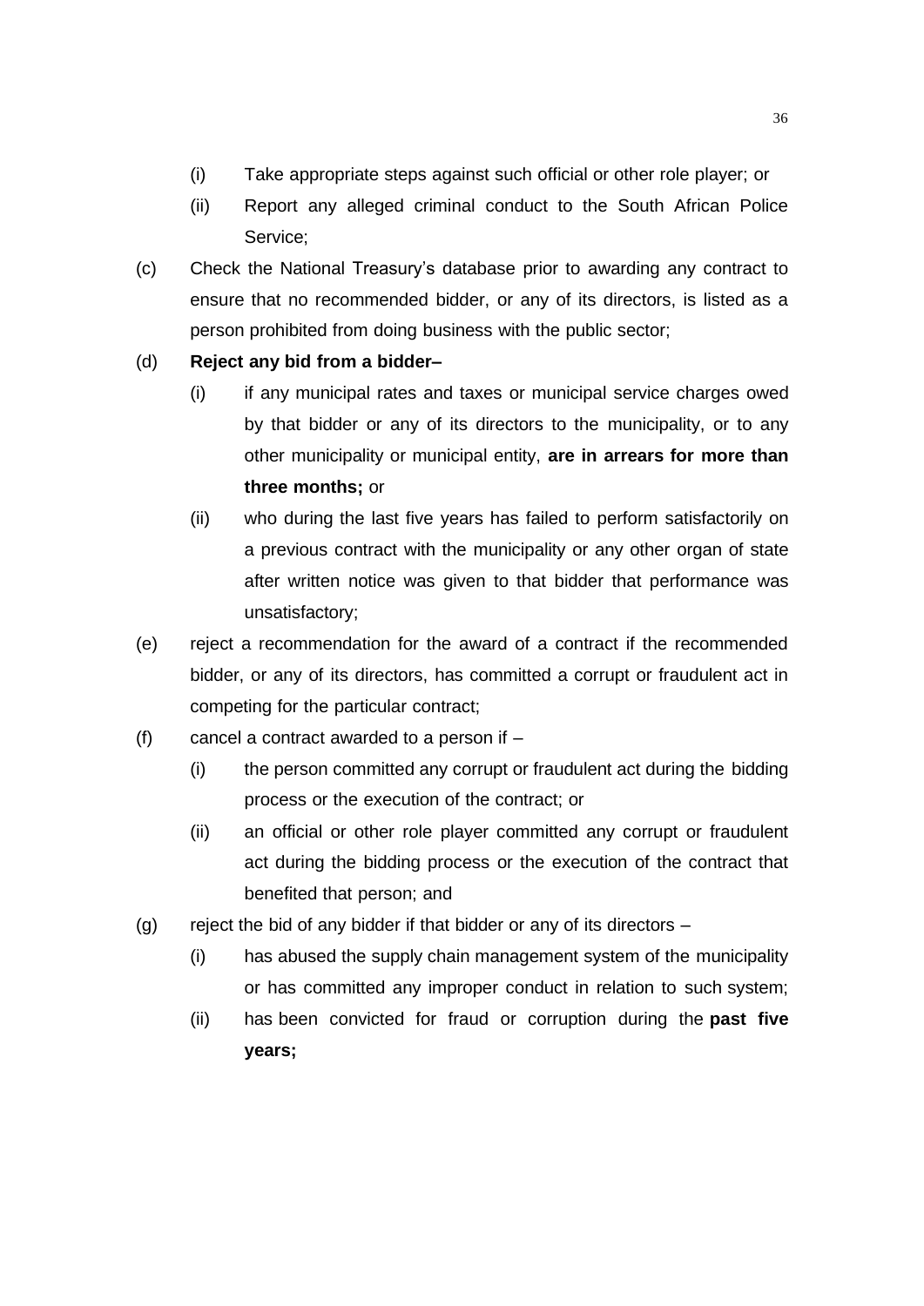- (i) Take appropriate steps against such official or other role player; or
- (ii) Report any alleged criminal conduct to the South African Police Service;

(c) Check the National Treasury's database prior to awarding any contract to ensure that no recommended bidder, or any of its directors, is listed as a person prohibited from doing business with the public sector;

(d) **Reject any bid from a bidder–**

- (i) if any municipal rates and taxes or municipal service charges owed by that bidder or any of its directors to the municipality, or to any other municipality or municipal entity, **are in arrears for more than three months;** or
- (ii) who during the last five years has failed to perform satisfactorily on a previous contract with the municipality or any other organ of state after written notice was given to that bidder that performance was unsatisfactory;

(e) reject a recommendation for the award of a contract if the recommended bidder, or any of its directors, has committed a corrupt or fraudulent act in competing for the particular contract;

(f) cancel a contract awarded to a person if –

- (i) the person committed any corrupt or fraudulent act during the bidding process or the execution of the contract; or
- (ii) an official or other role player committed any corrupt or fraudulent act during the bidding process or the execution of the contract that benefited that person; and

(g) reject the bid of any bidder if that bidder or any of its directors –

- (i) has abused the supply chain management system of the municipality or has committed any improper conduct in relation to such system;
- (ii) has been convicted for fraud or corruption during the **past five years;**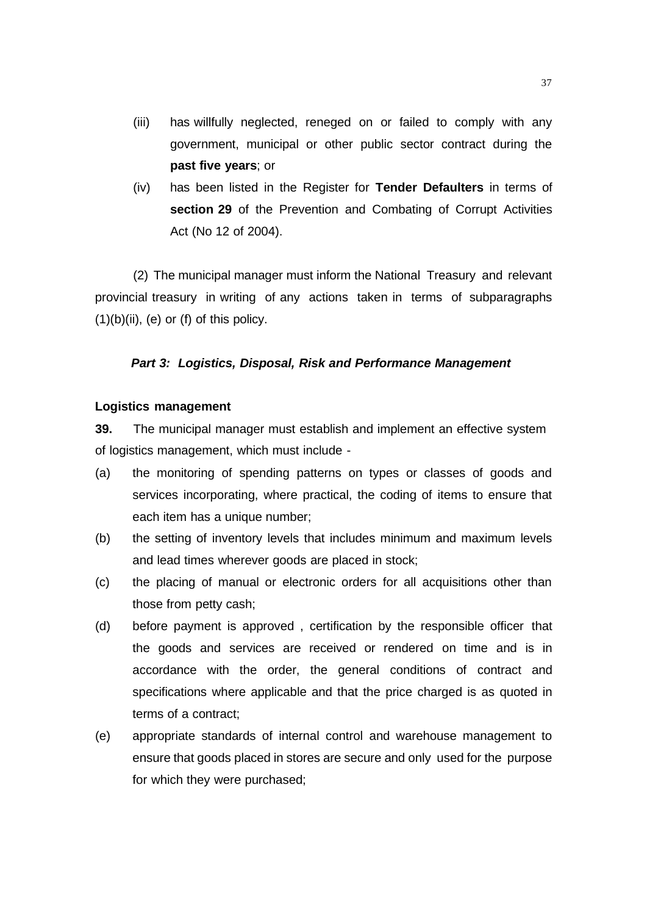(iii) has willfully neglected, reneged on or failed to comply with any government, municipal or other public sector contract during the **past five years**; or

(iv) has been listed in the Register for **Tender Defaulters** in terms of **section 29** of the Prevention and Combating of Corrupt Activities Act (No 12 of 2004).

(2) The municipal manager must inform the National Treasury and relevant provincial treasury in writing of any actions taken in terms of subparagraphs (1)(b)(ii), (e) or (f) of this policy.

***Part 3: Logistics, Disposal, Risk and Performance Management***

**Logistics management**

**39.** The municipal manager must establish and implement an effective system of logistics management, which must include -

(a) the monitoring of spending patterns on types or classes of goods and services incorporating, where practical, the coding of items to ensure that each item has a unique number;

(b) the setting of inventory levels that includes minimum and maximum levels and lead times wherever goods are placed in stock;

(c) the placing of manual or electronic orders for all acquisitions other than those from petty cash;

(d) before payment is approved , certification by the responsible officer that the goods and services are received or rendered on time and is in accordance with the order, the general conditions of contract and specifications where applicable and that the price charged is as quoted in terms of a contract;

(e) appropriate standards of internal control and warehouse management to ensure that goods placed in stores are secure and only used for the purpose for which they were purchased;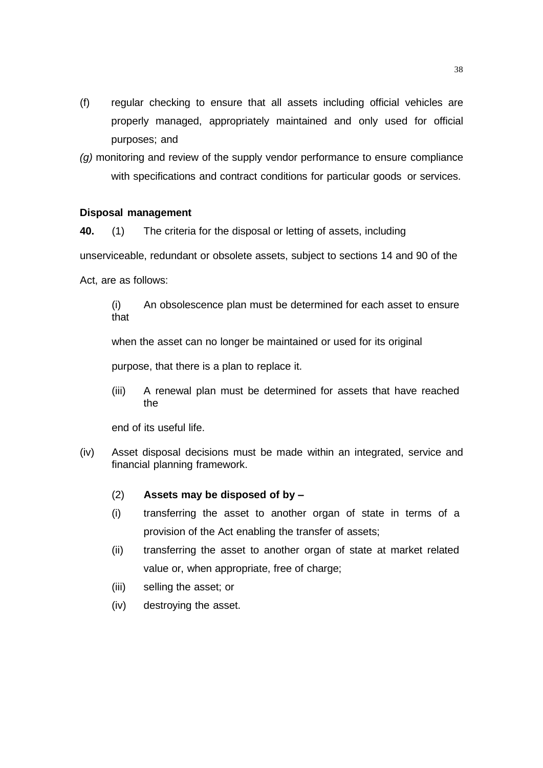(f) regular checking to ensure that all assets including official vehicles are properly managed, appropriately maintained and only used for official purposes; and

*(g)* monitoring and review of the supply vendor performance to ensure compliance with specifications and contract conditions for particular goods or services.

**Disposal management**

**40.** (1) The criteria for the disposal or letting of assets, including unserviceable, redundant or obsolete assets, subject to sections 14 and 90 of the Act, are as follows:

(i) An obsolescence plan must be determined for each asset to ensure that when the asset can no longer be maintained or used for its original purpose, that there is a plan to replace it.

(iii) A renewal plan must be determined for assets that have reached the end of its useful life.

(iv) Asset disposal decisions must be made within an integrated, service and financial planning framework.

(2) **Assets may be disposed of by –**

(i) transferring the asset to another organ of state in terms of a provision of the Act enabling the transfer of assets;

(ii) transferring the asset to another organ of state at market related value or, when appropriate, free of charge;

(iii) selling the asset; or

(iv) destroying the asset.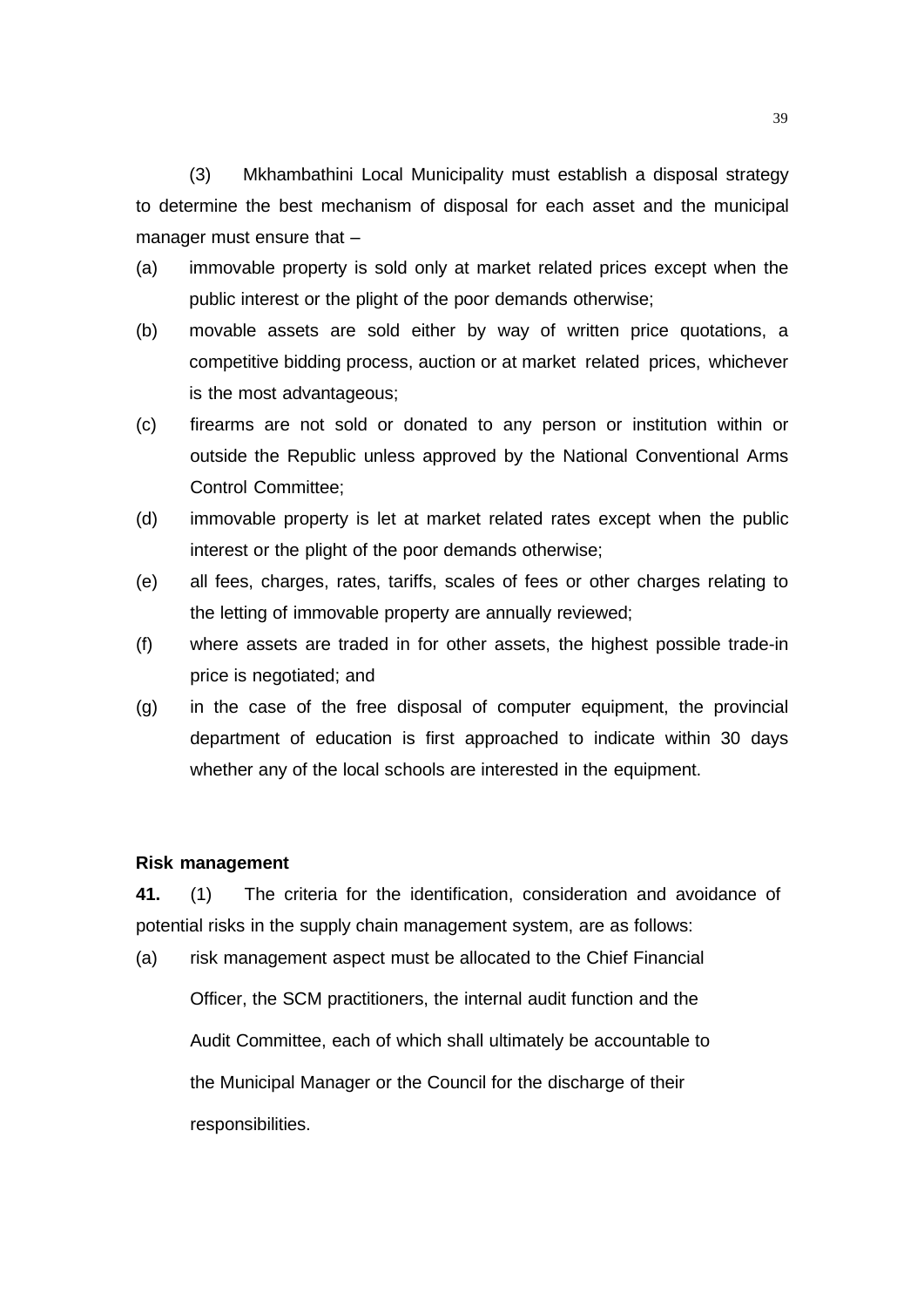(3) Mkhambathini Local Municipality must establish a disposal strategy to determine the best mechanism of disposal for each asset and the municipal manager must ensure that –

(a) immovable property is sold only at market related prices except when the public interest or the plight of the poor demands otherwise;

(b) movable assets are sold either by way of written price quotations, a competitive bidding process, auction or at market related prices, whichever is the most advantageous;

(c) firearms are not sold or donated to any person or institution within or outside the Republic unless approved by the National Conventional Arms Control Committee;

(d) immovable property is let at market related rates except when the public interest or the plight of the poor demands otherwise;

(e) all fees, charges, rates, tariffs, scales of fees or other charges relating to the letting of immovable property are annually reviewed;

(f) where assets are traded in for other assets, the highest possible trade-in price is negotiated; and

(g) in the case of the free disposal of computer equipment, the provincial department of education is first approached to indicate within 30 days whether any of the local schools are interested in the equipment.

**Risk management**

**41.** (1) The criteria for the identification, consideration and avoidance of potential risks in the supply chain management system, are as follows:

(a) risk management aspect must be allocated to the Chief Financial Officer, the SCM practitioners, the internal audit function and the Audit Committee, each of which shall ultimately be accountable to the Municipal Manager or the Council for the discharge of their responsibilities.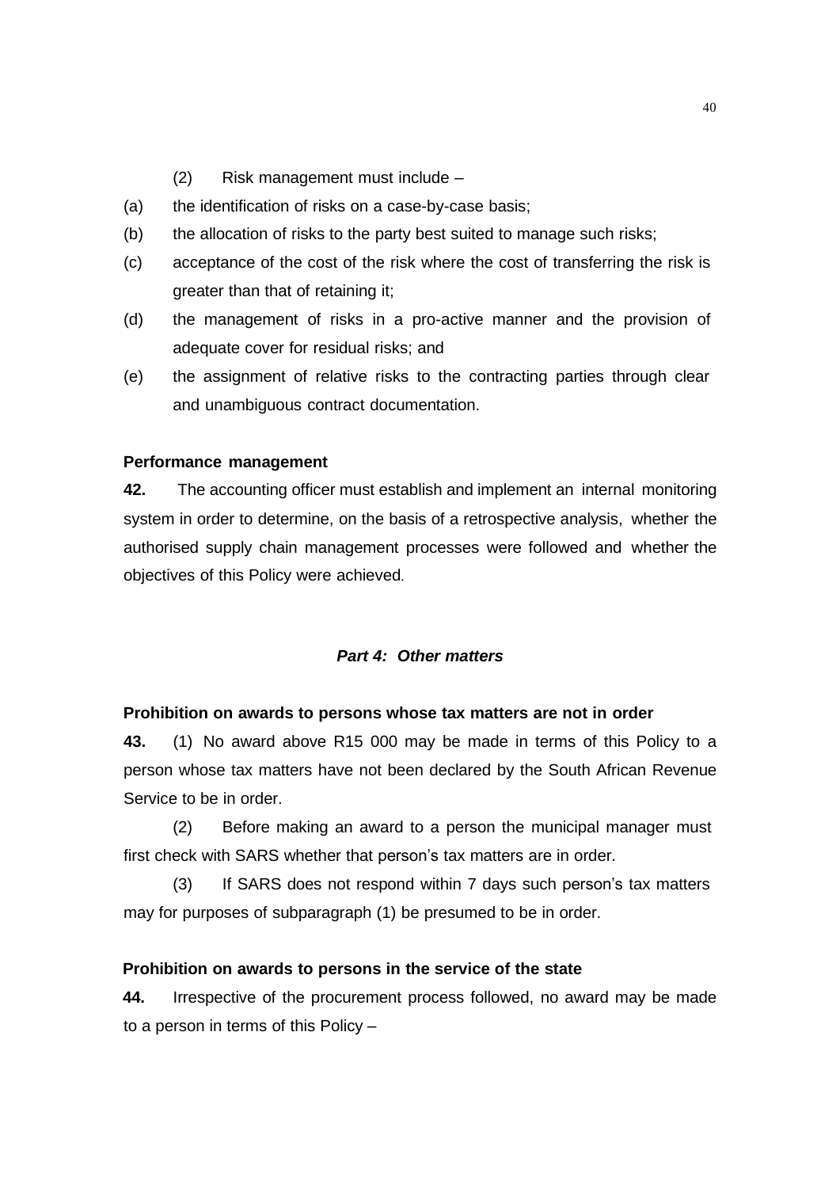(2) Risk management must include –

(a) the identification of risks on a case-by-case basis;

(b) the allocation of risks to the party best suited to manage such risks;

(c) acceptance of the cost of the risk where the cost of transferring the risk is greater than that of retaining it;

(d) the management of risks in a pro-active manner and the provision of adequate cover for residual risks; and

(e) the assignment of relative risks to the contracting parties through clear and unambiguous contract documentation.

**Performance management**

**42.** The accounting officer must establish and implement an internal monitoring system in order to determine, on the basis of a retrospective analysis, whether the authorised supply chain management processes were followed and whether the objectives of this Policy were achieved.

### *Part 4: Other matters*

**Prohibition on awards to persons whose tax matters are not in order**

**43.** (1) No award above R15 000 may be made in terms of this Policy to a person whose tax matters have not been declared by the South African Revenue Service to be in order.

(2) Before making an award to a person the municipal manager must first check with SARS whether that person's tax matters are in order.

(3) If SARS does not respond within 7 days such person's tax matters may for purposes of subparagraph (1) be presumed to be in order.

**Prohibition on awards to persons in the service of the state**

**44.** Irrespective of the procurement process followed, no award may be made to a person in terms of this Policy –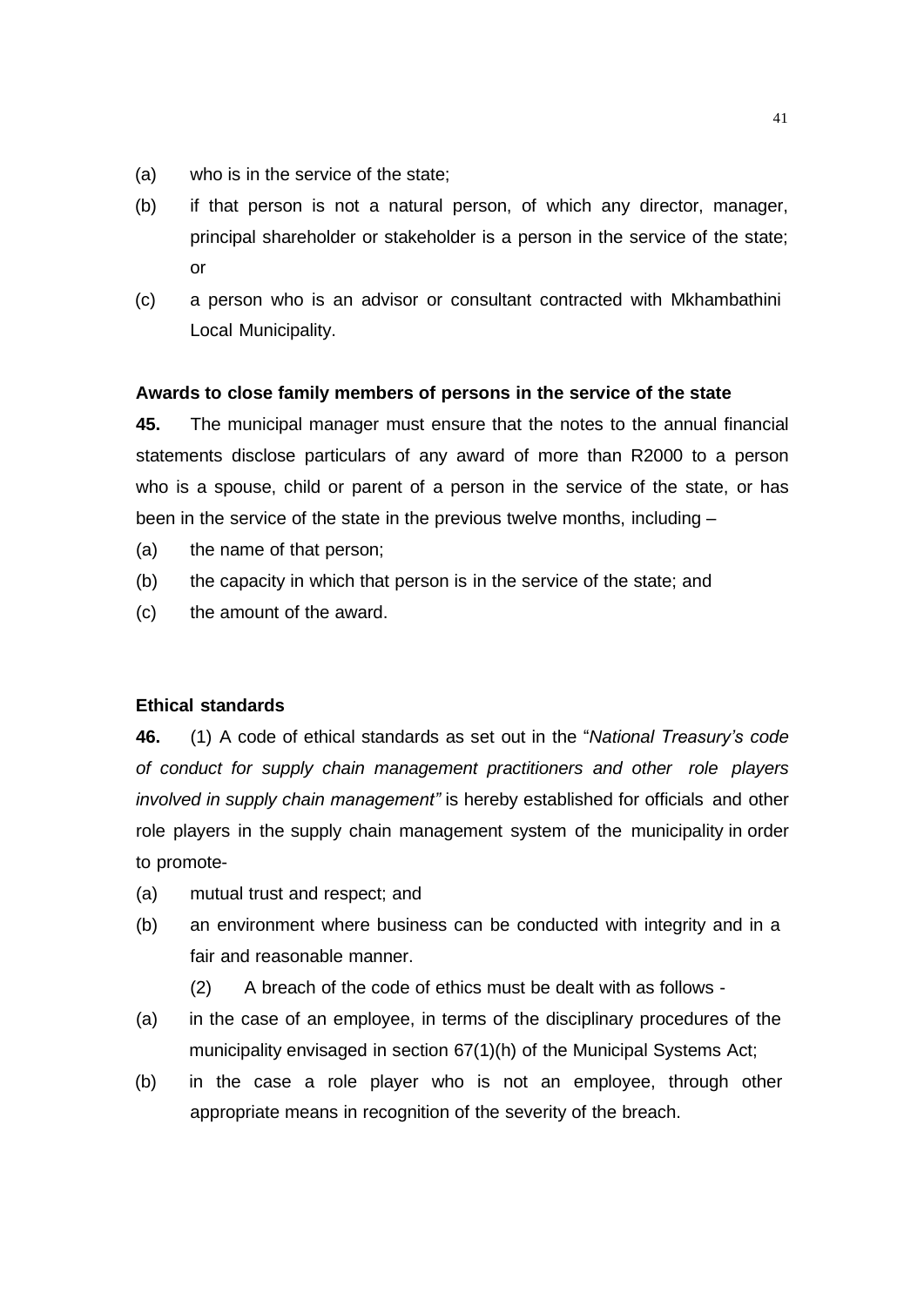(a) who is in the service of the state;

(b) if that person is not a natural person, of which any director, manager, principal shareholder or stakeholder is a person in the service of the state; or

(c) a person who is an advisor or consultant contracted with Mkhambathini Local Municipality.

**Awards to close family members of persons in the service of the state**

**45.** The municipal manager must ensure that the notes to the annual financial statements disclose particulars of any award of more than R2000 to a person who is a spouse, child or parent of a person in the service of the state, or has been in the service of the state in the previous twelve months, including –

(a) the name of that person;

(b) the capacity in which that person is in the service of the state; and

(c) the amount of the award.

**Ethical standards**

**46.** (1) A code of ethical standards as set out in the "*National Treasury's code of conduct for supply chain management practitioners and other role players involved in supply chain management"* is hereby established for officials and other role players in the supply chain management system of the municipality in order to promote-

(a) mutual trust and respect; and

(b) an environment where business can be conducted with integrity and in a fair and reasonable manner.

(2) A breach of the code of ethics must be dealt with as follows -

(a) in the case of an employee, in terms of the disciplinary procedures of the municipality envisaged in section 67(1)(h) of the Municipal Systems Act;

(b) in the case a role player who is not an employee, through other appropriate means in recognition of the severity of the breach.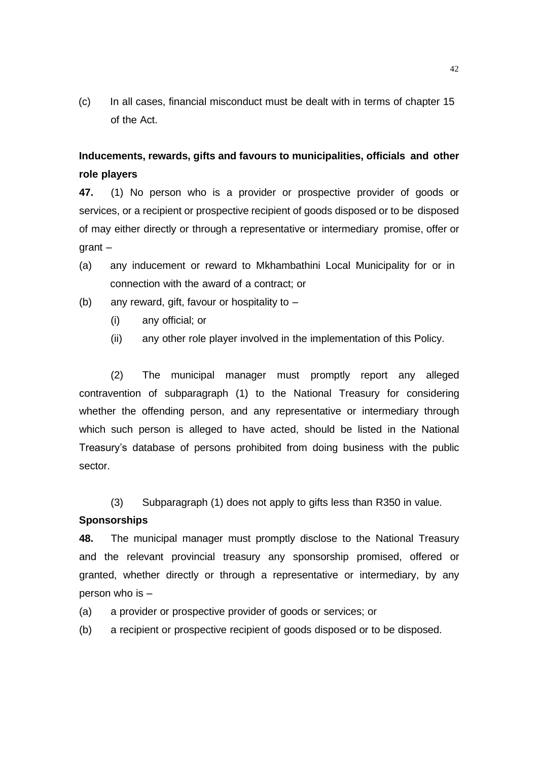(c) In all cases, financial misconduct must be dealt with in terms of chapter 15 of the Act.

**Inducements, rewards, gifts and favours to municipalities, officials and other role players**

**47.** (1) No person who is a provider or prospective provider of goods or services, or a recipient or prospective recipient of goods disposed or to be disposed of may either directly or through a representative or intermediary promise, offer or grant –

(a) any inducement or reward to Mkhambathini Local Municipality for or in connection with the award of a contract; or

(b) any reward, gift, favour or hospitality to –

  (i) any official; or

  (ii) any other role player involved in the implementation of this Policy.

(2) The municipal manager must promptly report any alleged contravention of subparagraph (1) to the National Treasury for considering whether the offending person, and any representative or intermediary through which such person is alleged to have acted, should be listed in the National Treasury's database of persons prohibited from doing business with the public sector.

(3) Subparagraph (1) does not apply to gifts less than R350 in value.

**Sponsorships**

**48.** The municipal manager must promptly disclose to the National Treasury and the relevant provincial treasury any sponsorship promised, offered or granted, whether directly or through a representative or intermediary, by any person who is –

(a) a provider or prospective provider of goods or services; or

(b) a recipient or prospective recipient of goods disposed or to be disposed.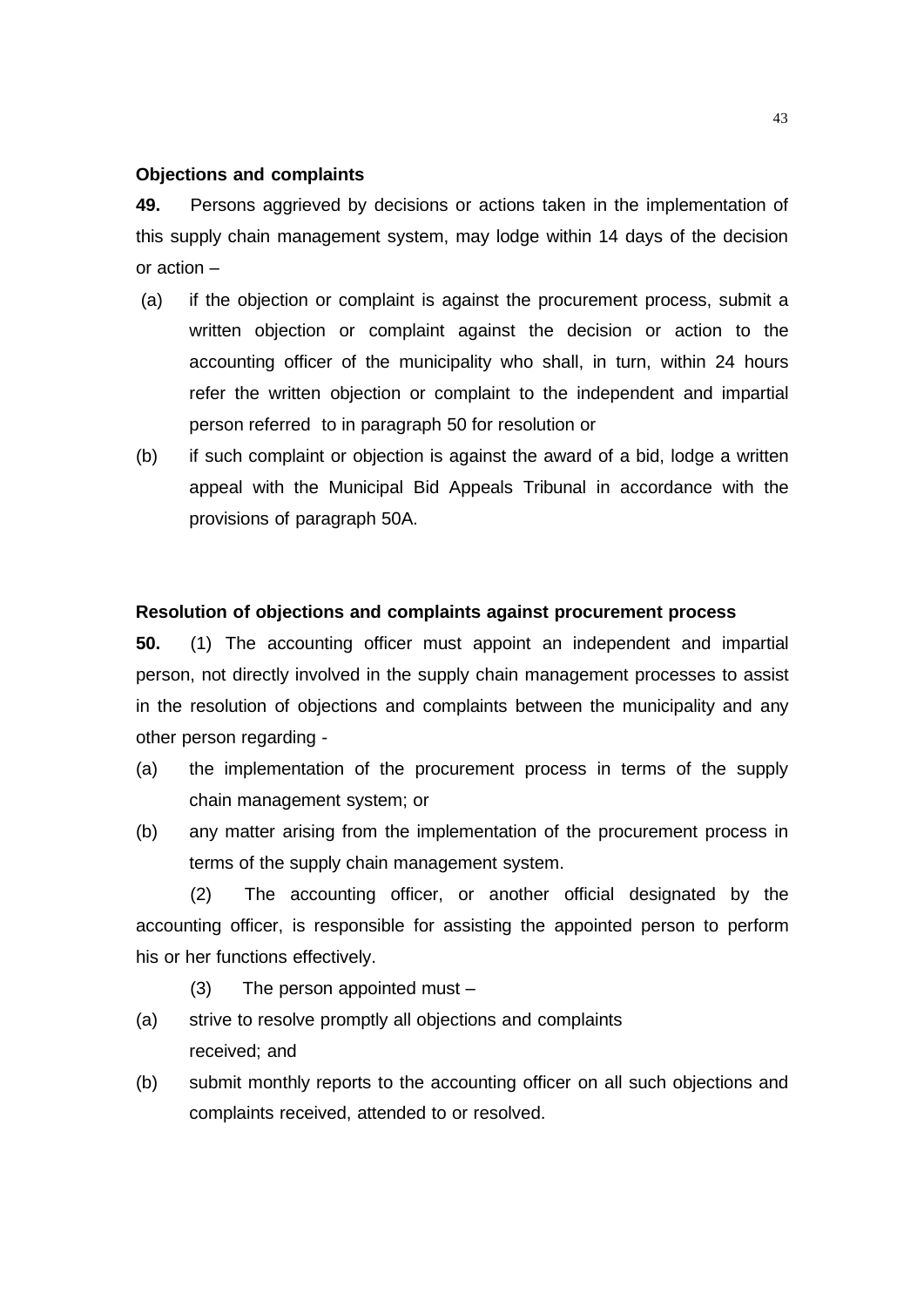**Objections and complaints**

**49.** Persons aggrieved by decisions or actions taken in the implementation of this supply chain management system, may lodge within 14 days of the decision or action –

(a) if the objection or complaint is against the procurement process, submit a written objection or complaint against the decision or action to the accounting officer of the municipality who shall, in turn, within 24 hours refer the written objection or complaint to the independent and impartial person referred to in paragraph 50 for resolution or

(b) if such complaint or objection is against the award of a bid, lodge a written appeal with the Municipal Bid Appeals Tribunal in accordance with the provisions of paragraph 50A.

**Resolution of objections and complaints against procurement process**

**50.** (1) The accounting officer must appoint an independent and impartial person, not directly involved in the supply chain management processes to assist in the resolution of objections and complaints between the municipality and any other person regarding -

(a) the implementation of the procurement process in terms of the supply chain management system; or

(b) any matter arising from the implementation of the procurement process in terms of the supply chain management system.

(2) The accounting officer, or another official designated by the accounting officer, is responsible for assisting the appointed person to perform his or her functions effectively.

(3) The person appointed must –

(a) strive to resolve promptly all objections and complaints received; and

(b) submit monthly reports to the accounting officer on all such objections and complaints received, attended to or resolved.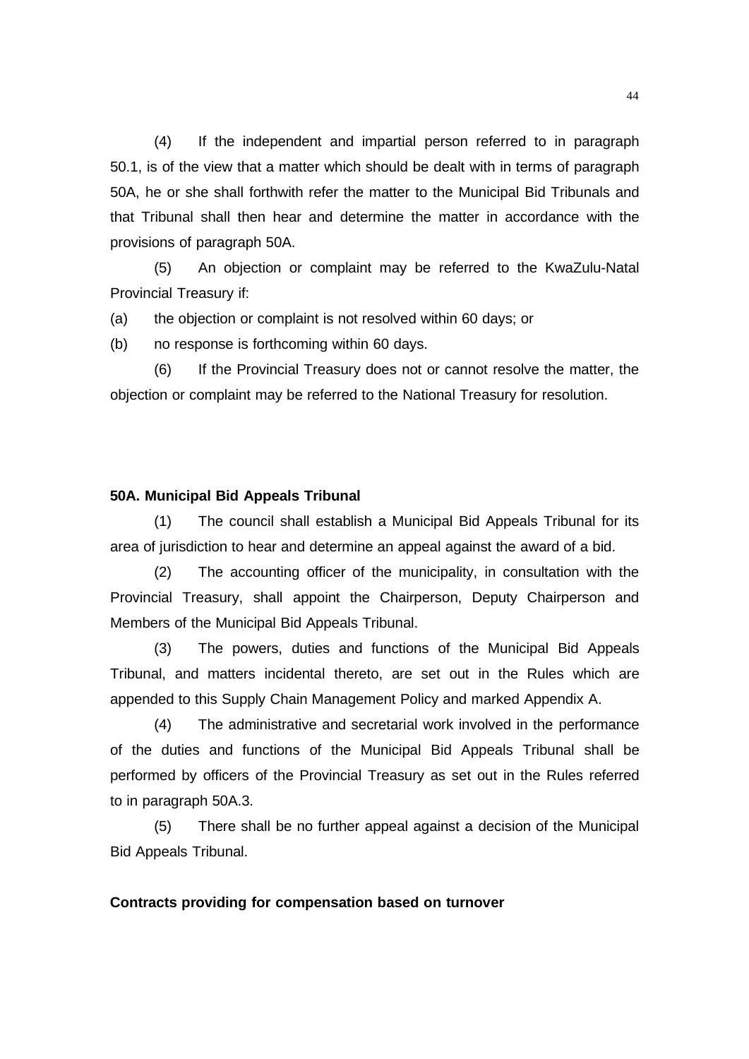(4) If the independent and impartial person referred to in paragraph 50.1, is of the view that a matter which should be dealt with in terms of paragraph 50A, he or she shall forthwith refer the matter to the Municipal Bid Tribunals and that Tribunal shall then hear and determine the matter in accordance with the provisions of paragraph 50A.

(5) An objection or complaint may be referred to the KwaZulu-Natal Provincial Treasury if:

(a) the objection or complaint is not resolved within 60 days; or

(b) no response is forthcoming within 60 days.

(6) If the Provincial Treasury does not or cannot resolve the matter, the objection or complaint may be referred to the National Treasury for resolution.

**50A. Municipal Bid Appeals Tribunal**

(1) The council shall establish a Municipal Bid Appeals Tribunal for its area of jurisdiction to hear and determine an appeal against the award of a bid.

(2) The accounting officer of the municipality, in consultation with the Provincial Treasury, shall appoint the Chairperson, Deputy Chairperson and Members of the Municipal Bid Appeals Tribunal.

(3) The powers, duties and functions of the Municipal Bid Appeals Tribunal, and matters incidental thereto, are set out in the Rules which are appended to this Supply Chain Management Policy and marked Appendix A.

(4) The administrative and secretarial work involved in the performance of the duties and functions of the Municipal Bid Appeals Tribunal shall be performed by officers of the Provincial Treasury as set out in the Rules referred to in paragraph 50A.3.

(5) There shall be no further appeal against a decision of the Municipal Bid Appeals Tribunal.

**Contracts providing for compensation based on turnover**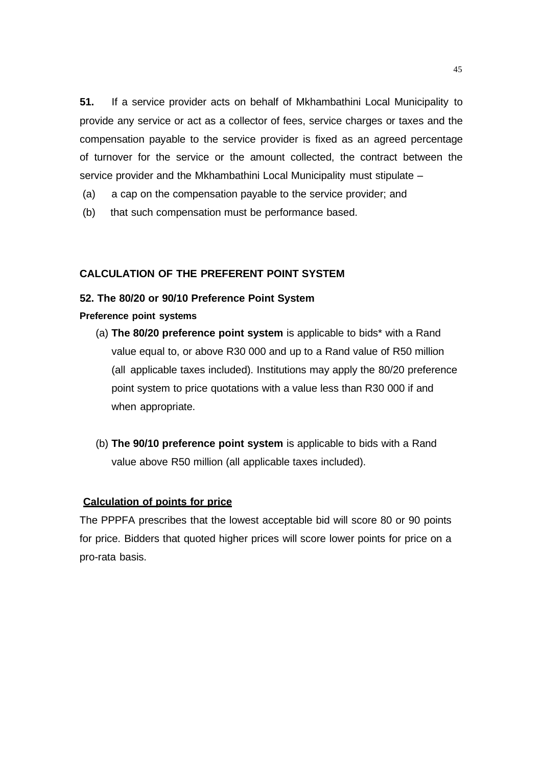**51.** If a service provider acts on behalf of Mkhambathini Local Municipality to provide any service or act as a collector of fees, service charges or taxes and the compensation payable to the service provider is fixed as an agreed percentage of turnover for the service or the amount collected, the contract between the service provider and the Mkhambathini Local Municipality must stipulate –

(a) a cap on the compensation payable to the service provider; and

(b) that such compensation must be performance based.

## CALCULATION OF THE PREFERENT POINT SYSTEM

### 52. The 80/20 or 90/10 Preference Point System

**Preference point systems**

(a) **The 80/20 preference point system** is applicable to bids* with a Rand value equal to, or above R30 000 and up to a Rand value of R50 million (all applicable taxes included). Institutions may apply the 80/20 preference point system to price quotations with a value less than R30 000 if and when appropriate.

(b) **The 90/10 preference point system** is applicable to bids with a Rand value above R50 million (all applicable taxes included).

**Calculation of points for price**

The PPPFA prescribes that the lowest acceptable bid will score 80 or 90 points for price. Bidders that quoted higher prices will score lower points for price on a pro-rata basis.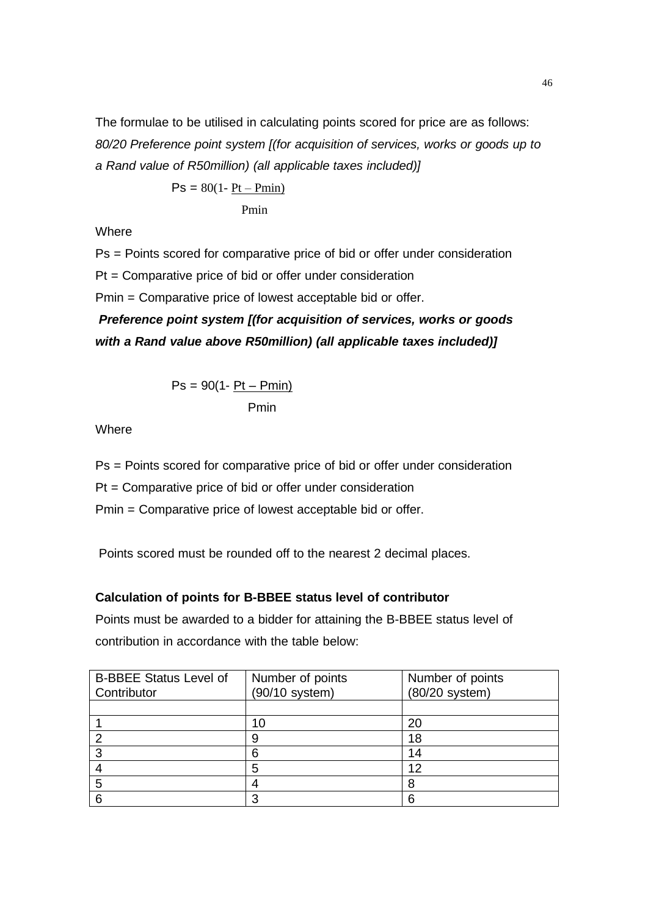The formulae to be utilised in calculating points scored for price are as follows:

*80/20 Preference point system [(for acquisition of services, works or goods up to a Rand value of R50million) (all applicable taxes included)]*

$$Ps = 80\left(1 - \frac{Pt - Pmin}{Pmin}\right)$$

Where

Ps = Points scored for comparative price of bid or offer under consideration

Pt = Comparative price of bid or offer under consideration

Pmin = Comparative price of lowest acceptable bid or offer.

***Preference point system [(for acquisition of services, works or goods with a Rand value above R50million) (all applicable taxes included)]***

$$Ps = 90\left(1 - \frac{Pt - Pmin}{Pmin}\right)$$

Where

Ps = Points scored for comparative price of bid or offer under consideration

Pt = Comparative price of bid or offer under consideration

Pmin = Comparative price of lowest acceptable bid or offer.

Points scored must be rounded off to the nearest 2 decimal places.

**Calculation of points for B-BBEE status level of contributor**

Points must be awarded to a bidder for attaining the B-BBEE status level of contribution in accordance with the table below:

| B-BBEE Status Level of Contributor | Number of points (90/10 system) | Number of points (80/20 system) |
|---|---|---|
| | | |
| 1 | 10 | 20 |
| 2 | 9 | 18 |
| 3 | 6 | 14 |
| 4 | 5 | 12 |
| 5 | 4 | 8 |
| 6 | 3 | 6 |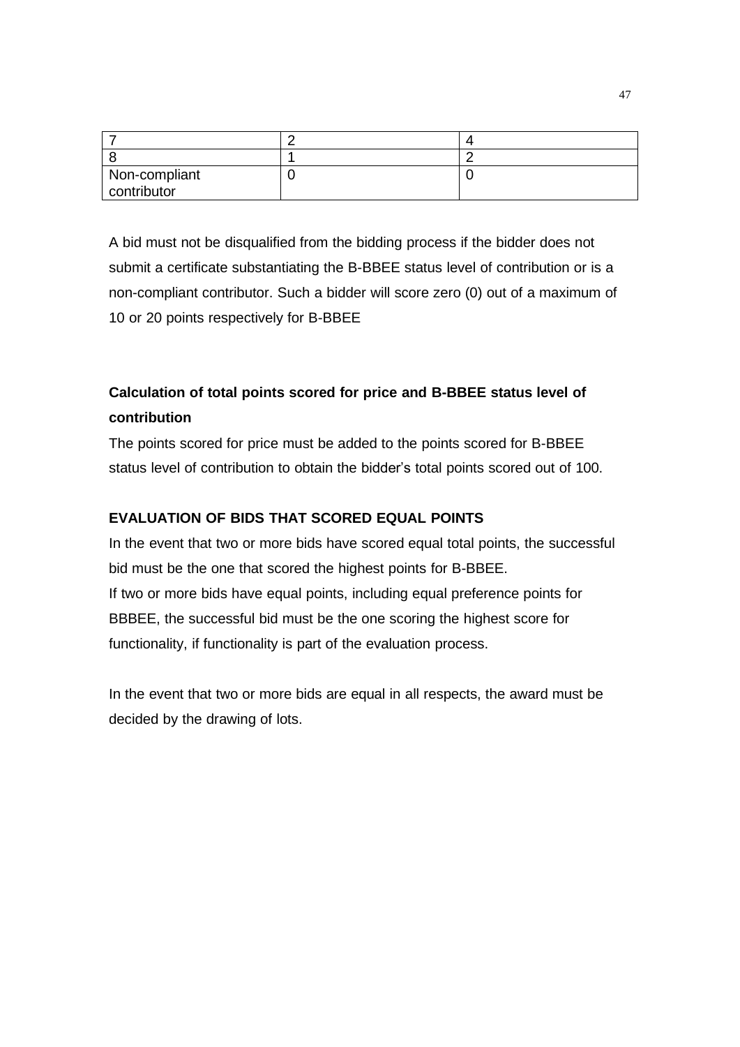| 7 | 2 | 4 |
|---|---|---|
| 8 | 1 | 2 |
| Non-compliant contributor | 0 | 0 |

A bid must not be disqualified from the bidding process if the bidder does not submit a certificate substantiating the B-BBEE status level of contribution or is a non-compliant contributor. Such a bidder will score zero (0) out of a maximum of 10 or 20 points respectively for B-BBEE

**Calculation of total points scored for price and B-BBEE status level of contribution**

The points scored for price must be added to the points scored for B-BBEE status level of contribution to obtain the bidder's total points scored out of 100.

**EVALUATION OF BIDS THAT SCORED EQUAL POINTS**

In the event that two or more bids have scored equal total points, the successful bid must be the one that scored the highest points for B-BBEE.

If two or more bids have equal points, including equal preference points for BBBEE, the successful bid must be the one scoring the highest score for functionality, if functionality is part of the evaluation process.

In the event that two or more bids are equal in all respects, the award must be decided by the drawing of lots.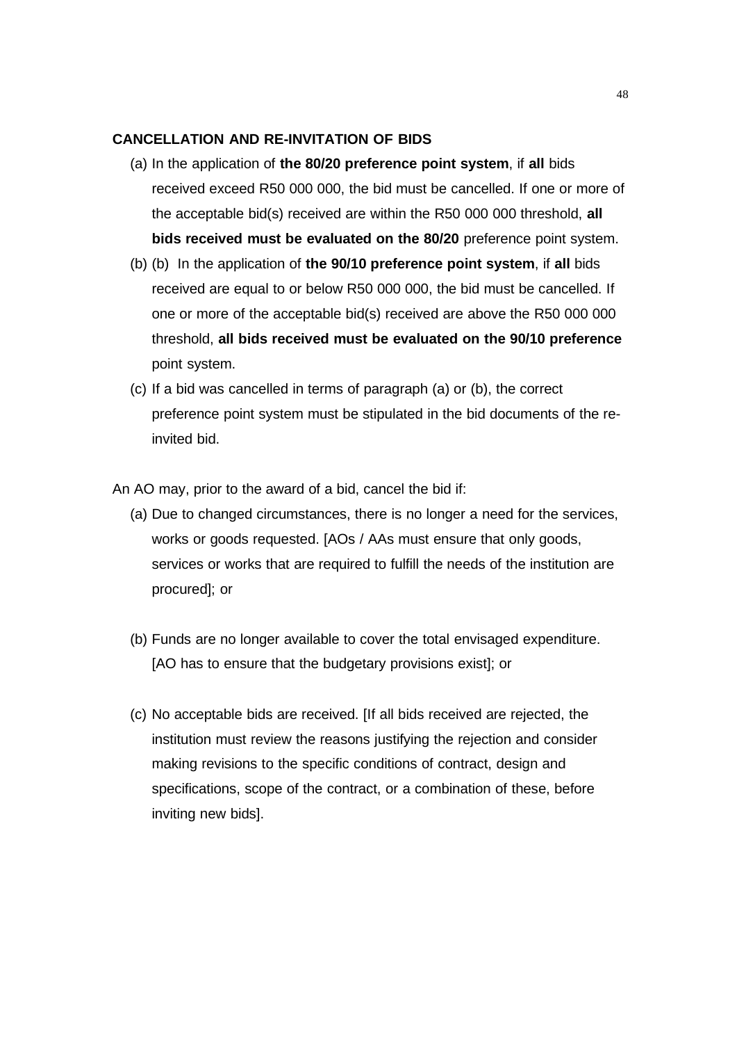**CANCELLATION AND RE-INVITATION OF BIDS**

(a) In the application of **the 80/20 preference point system**, if **all** bids received exceed R50 000 000, the bid must be cancelled. If one or more of the acceptable bid(s) received are within the R50 000 000 threshold, **all bids received must be evaluated on the 80/20** preference point system.

(b) (b) In the application of **the 90/10 preference point system**, if **all** bids received are equal to or below R50 000 000, the bid must be cancelled. If one or more of the acceptable bid(s) received are above the R50 000 000 threshold, **all bids received must be evaluated on the 90/10 preference** point system.

(c) If a bid was cancelled in terms of paragraph (a) or (b), the correct preference point system must be stipulated in the bid documents of the re-invited bid.

An AO may, prior to the award of a bid, cancel the bid if:

(a) Due to changed circumstances, there is no longer a need for the services, works or goods requested. [AOs / AAs must ensure that only goods, services or works that are required to fulfill the needs of the institution are procured]; or

(b) Funds are no longer available to cover the total envisaged expenditure. [AO has to ensure that the budgetary provisions exist]; or

(c) No acceptable bids are received. [If all bids received are rejected, the institution must review the reasons justifying the rejection and consider making revisions to the specific conditions of contract, design and specifications, scope of the contract, or a combination of these, before inviting new bids].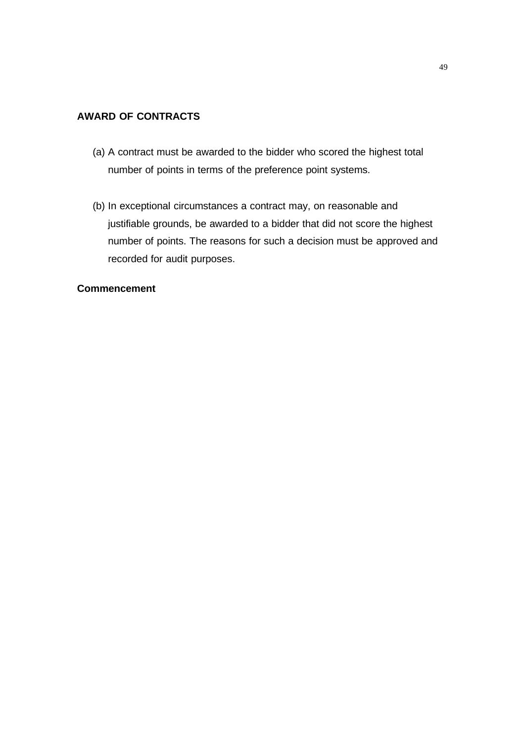## AWARD OF CONTRACTS

(a) A contract must be awarded to the bidder who scored the highest total number of points in terms of the preference point systems.

(b) In exceptional circumstances a contract may, on reasonable and justifiable grounds, be awarded to a bidder that did not score the highest number of points. The reasons for such a decision must be approved and recorded for audit purposes.

**Commencement**